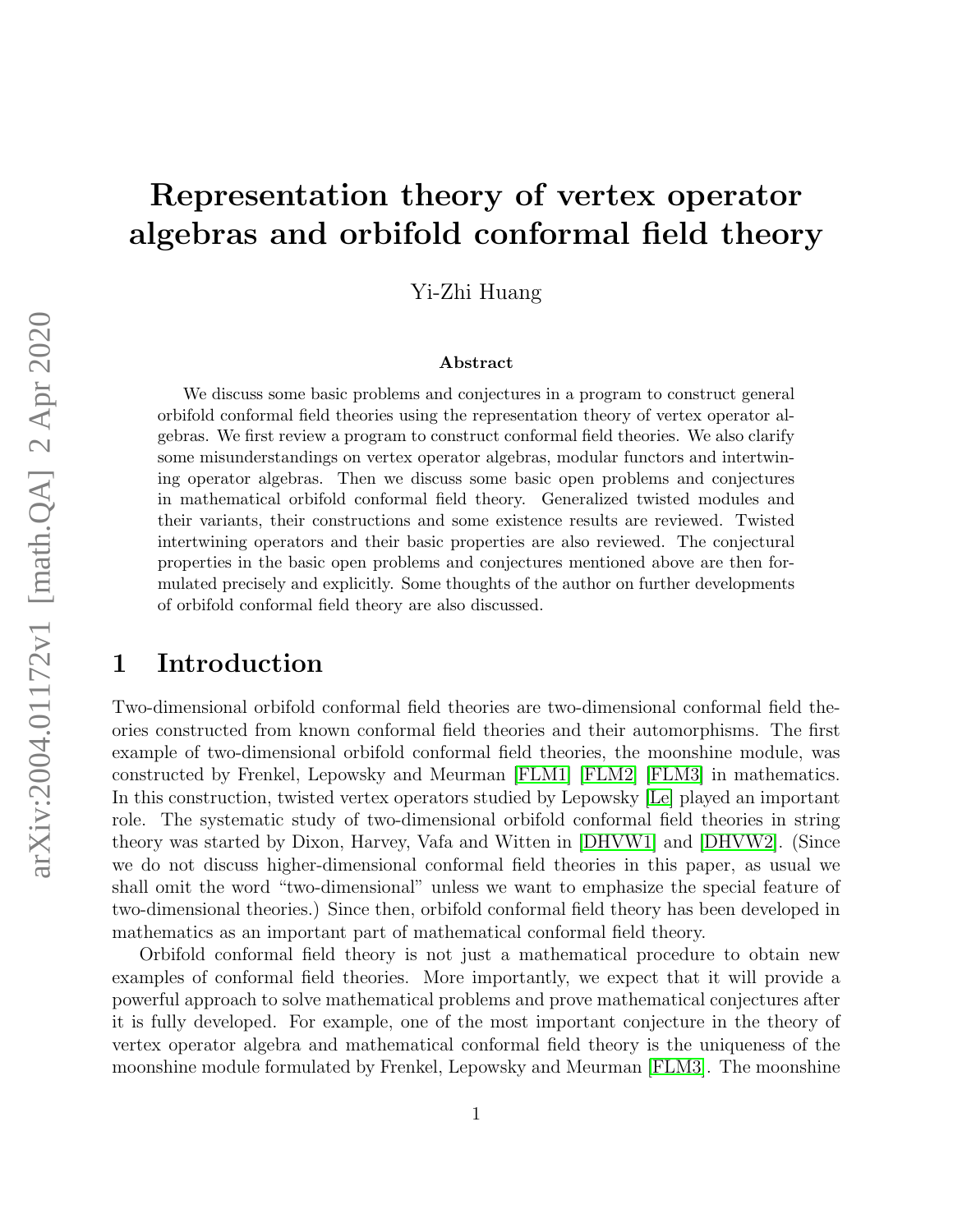# Representation theory of vertex operator algebras and orbifold conformal field theory

Yi-Zhi Huang

### Abstract

We discuss some basic problems and conjectures in a program to construct general orbifold conformal field theories using the representation theory of vertex operator algebras. We first review a program to construct conformal field theories. We also clarify some misunderstandings on vertex operator algebras, modular functors and intertwining operator algebras. Then we discuss some basic open problems and conjectures in mathematical orbifold conformal field theory. Generalized twisted modules and their variants, their constructions and some existence results are reviewed. Twisted intertwining operators and their basic properties are also reviewed. The conjectural properties in the basic open problems and conjectures mentioned above are then formulated precisely and explicitly. Some thoughts of the author on further developments of orbifold conformal field theory are also discussed.

## 1 Introduction

Two-dimensional orbifold conformal field theories are two-dimensional conformal field theories constructed from known conformal field theories and their automorphisms. The first example of two-dimensional orbifold conformal field theories, the moonshine module, was constructed by Frenkel, Lepowsky and Meurman [FLM1] [FLM2] [FLM3] in mathematics. In this construction, twisted vertex operators studied by Lepowsky [Le] played an important role. The systematic study of two-dimensional orbifold conformal field theories in string theory was started by Dixon, Harvey, Vafa and Witten in [DHVW1] and [DHVW2]. (Since we do not discuss higher-dimensional conformal field theories in this paper, as usual we shall omit the word "two-dimensional" unless we want to emphasize the special feature of two-dimensional theories.) Since then, orbifold conformal field theory has been developed in mathematics as an important part of mathematical conformal field theory.

Orbifold conformal field theory is not just a mathematical procedure to obtain new examples of conformal field theories. More importantly, we expect that it will provide a powerful approach to solve mathematical problems and prove mathematical conjectures after it is fully developed. For example, one of the most important conjecture in the theory of vertex operator algebra and mathematical conformal field theory is the uniqueness of the moonshine module formulated by Frenkel, Lepowsky and Meurman [FLM3]. The moonshine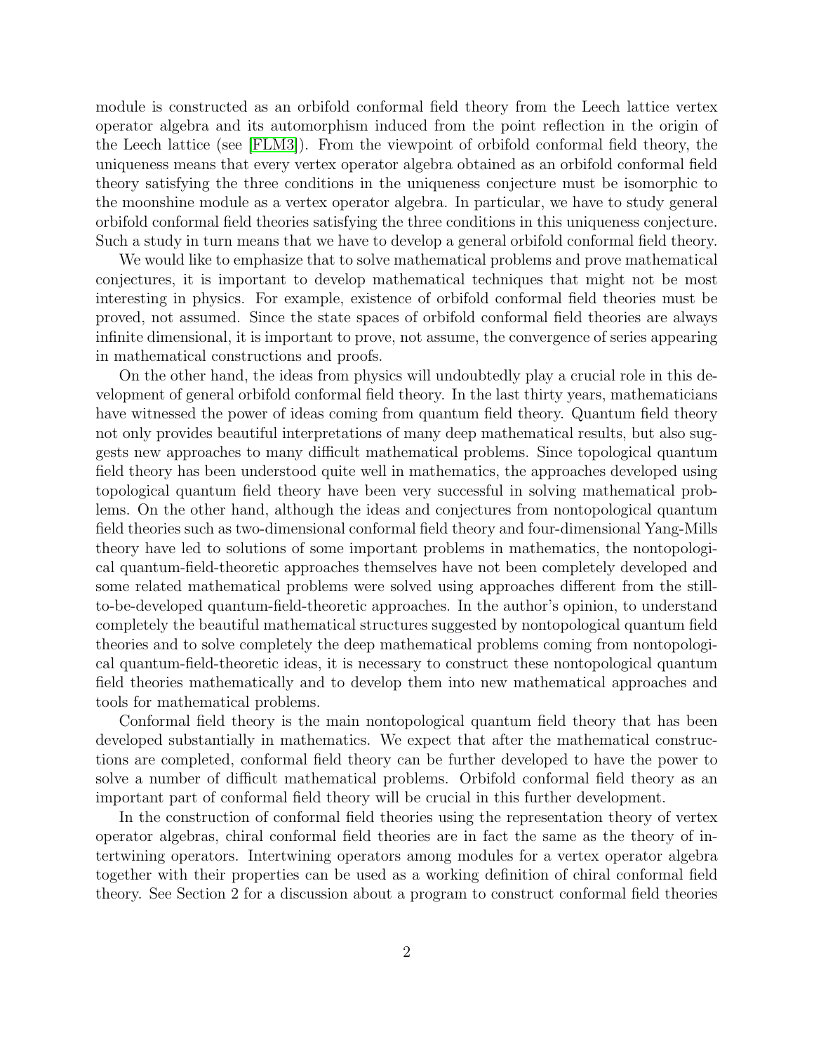module is constructed as an orbifold conformal field theory from the Leech lattice vertex operator algebra and its automorphism induced from the point reflection in the origin of the Leech lattice (see [FLM3]). From the viewpoint of orbifold conformal field theory, the uniqueness means that every vertex operator algebra obtained as an orbifold conformal field theory satisfying the three conditions in the uniqueness conjecture must be isomorphic to the moonshine module as a vertex operator algebra. In particular, we have to study general orbifold conformal field theories satisfying the three conditions in this uniqueness conjecture. Such a study in turn means that we have to develop a general orbifold conformal field theory.

We would like to emphasize that to solve mathematical problems and prove mathematical conjectures, it is important to develop mathematical techniques that might not be most interesting in physics. For example, existence of orbifold conformal field theories must be proved, not assumed. Since the state spaces of orbifold conformal field theories are always infinite dimensional, it is important to prove, not assume, the convergence of series appearing in mathematical constructions and proofs.

On the other hand, the ideas from physics will undoubtedly play a crucial role in this development of general orbifold conformal field theory. In the last thirty years, mathematicians have witnessed the power of ideas coming from quantum field theory. Quantum field theory not only provides beautiful interpretations of many deep mathematical results, but also suggests new approaches to many difficult mathematical problems. Since topological quantum field theory has been understood quite well in mathematics, the approaches developed using topological quantum field theory have been very successful in solving mathematical problems. On the other hand, although the ideas and conjectures from nontopological quantum field theories such as two-dimensional conformal field theory and four-dimensional Yang-Mills theory have led to solutions of some important problems in mathematics, the nontopological quantum-field-theoretic approaches themselves have not been completely developed and some related mathematical problems were solved using approaches different from the still-to-be-developed quantum-field-theoretic approaches. In the author's opinion, to understand completely the beautiful mathematical structures suggested by nontopological quantum field theories and to solve completely the deep mathematical problems coming from nontopological quantum-field-theoretic ideas, it is necessary to construct these nontopological quantum field theories mathematically and to develop them into new mathematical approaches and tools for mathematical problems.

Conformal field theory is the main nontopological quantum field theory that has been developed substantially in mathematics. We expect that after the mathematical constructions are completed, conformal field theory can be further developed to have the power to solve a number of difficult mathematical problems. Orbifold conformal field theory as an important part of conformal field theory will be crucial in this further development.

In the construction of conformal field theories using the representation theory of vertex operator algebras, chiral conformal field theories are in fact the same as the theory of intertwining operators. Intertwining operators among modules for a vertex operator algebra together with their properties can be used as a working definition of chiral conformal field theory. See Section 2 for a discussion about a program to construct conformal field theories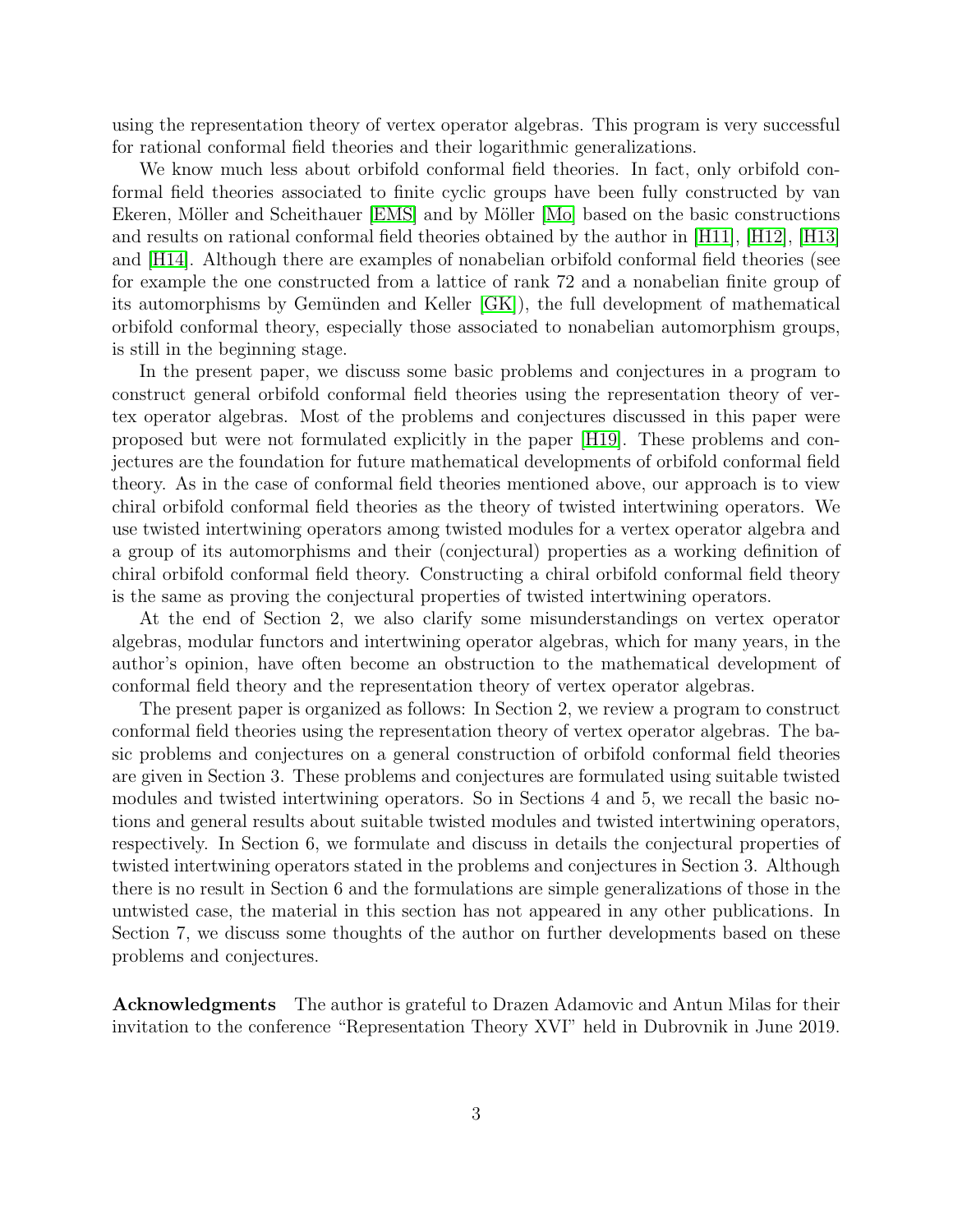using the representation theory of vertex operator algebras. This program is very successful for rational conformal field theories and their logarithmic generalizations.

We know much less about orbifold conformal field theories. In fact, only orbifold conformal field theories associated to finite cyclic groups have been fully constructed by van Ekeren, Möller and Scheithauer [EMS] and by Möller [Mo] based on the basic constructions and results on rational conformal field theories obtained by the author in [H11], [H12], [H13] and [H14]. Although there are examples of nonabelian orbifold conformal field theories (see for example the one constructed from a lattice of rank 72 and a nonabelian finite group of its automorphisms by Gemünden and Keller [GK]), the full development of mathematical orbifold conformal theory, especially those associated to nonabelian automorphism groups, is still in the beginning stage.

In the present paper, we discuss some basic problems and conjectures in a program to construct general orbifold conformal field theories using the representation theory of vertex operator algebras. Most of the problems and conjectures discussed in this paper were proposed but were not formulated explicitly in the paper [H19]. These problems and conjectures are the foundation for future mathematical developments of orbifold conformal field theory. As in the case of conformal field theories mentioned above, our approach is to view chiral orbifold conformal field theories as the theory of twisted intertwining operators. We use twisted intertwining operators among twisted modules for a vertex operator algebra and a group of its automorphisms and their (conjectural) properties as a working definition of chiral orbifold conformal field theory. Constructing a chiral orbifold conformal field theory is the same as proving the conjectural properties of twisted intertwining operators.

At the end of Section 2, we also clarify some misunderstandings on vertex operator algebras, modular functors and intertwining operator algebras, which for many years, in the author's opinion, have often become an obstruction to the mathematical development of conformal field theory and the representation theory of vertex operator algebras.

The present paper is organized as follows: In Section 2, we review a program to construct conformal field theories using the representation theory of vertex operator algebras. The basic problems and conjectures on a general construction of orbifold conformal field theories are given in Section 3. These problems and conjectures are formulated using suitable twisted modules and twisted intertwining operators. So in Sections 4 and 5, we recall the basic notions and general results about suitable twisted modules and twisted intertwining operators, respectively. In Section 6, we formulate and discuss in details the conjectural properties of twisted intertwining operators stated in the problems and conjectures in Section 3. Although there is no result in Section 6 and the formulations are simple generalizations of those in the untwisted case, the material in this section has not appeared in any other publications. In Section 7, we discuss some thoughts of the author on further developments based on these problems and conjectures.

**Acknowledgments** The author is grateful to Drazen Adamovic and Antun Milas for their invitation to the conference "Representation Theory XVI" held in Dubrovnik in June 2019.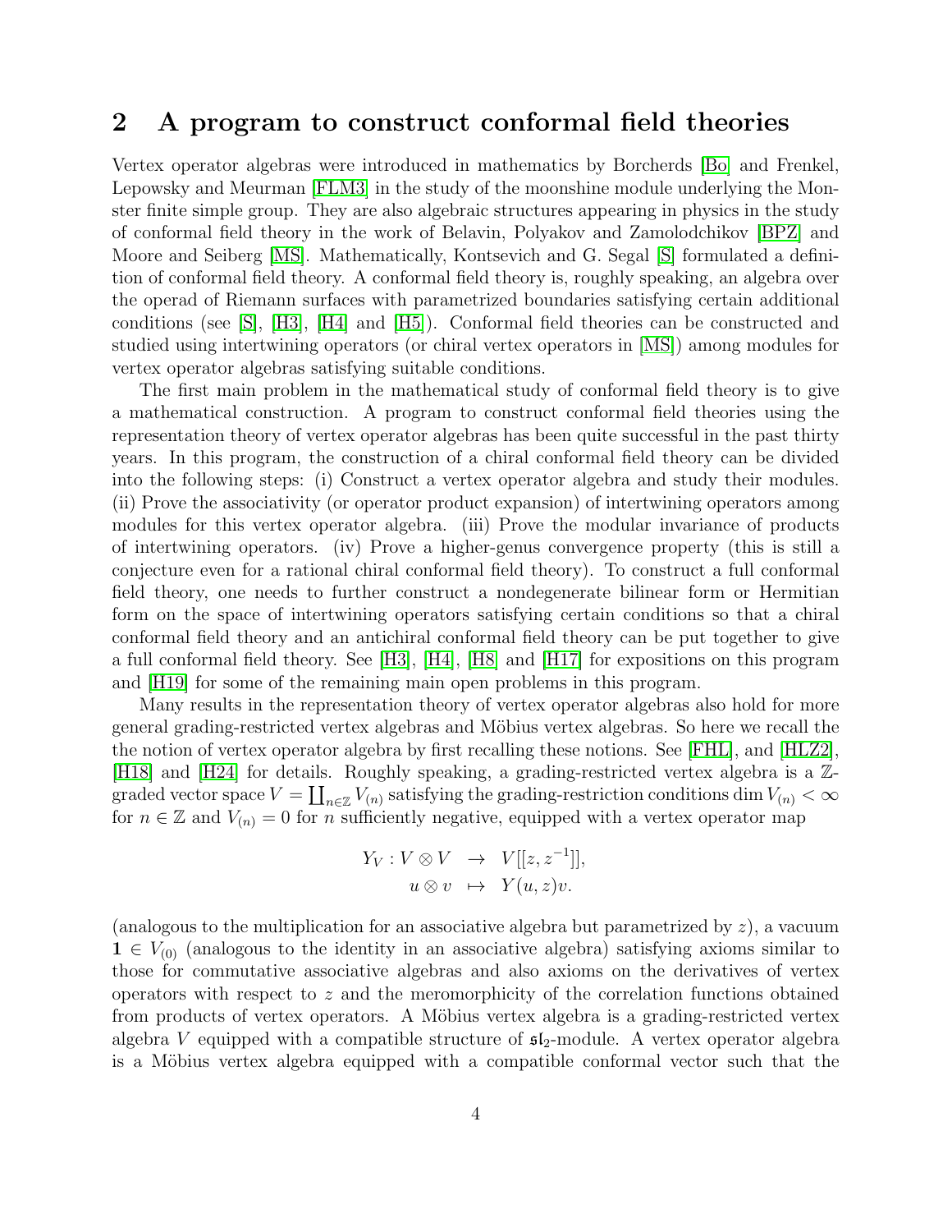## 2 A program to construct conformal field theories

Vertex operator algebras were introduced in mathematics by Borcherds [Bo] and Frenkel, Lepowsky and Meurman [FLM3] in the study of the moonshine module underlying the Monster finite simple group. They are also algebraic structures appearing in physics in the study of conformal field theory in the work of Belavin, Polyakov and Zamolodchikov [BPZ] and Moore and Seiberg [MS]. Mathematically, Kontsevich and G. Segal [S] formulated a definition of conformal field theory. A conformal field theory is, roughly speaking, an algebra over the operad of Riemann surfaces with parametrized boundaries satisfying certain additional conditions (see [S], [H3], [H4] and [H5]). Conformal field theories can be constructed and studied using intertwining operators (or chiral vertex operators in [MS]) among modules for vertex operator algebras satisfying suitable conditions.

The first main problem in the mathematical study of conformal field theory is to give a mathematical construction. A program to construct conformal field theories using the representation theory of vertex operator algebras has been quite successful in the past thirty years. In this program, the construction of a chiral conformal field theory can be divided into the following steps: (i) Construct a vertex operator algebra and study their modules. (ii) Prove the associativity (or operator product expansion) of intertwining operators among modules for this vertex operator algebra. (iii) Prove the modular invariance of products of intertwining operators. (iv) Prove a higher-genus convergence property (this is still a conjecture even for a rational chiral conformal field theory). To construct a full conformal field theory, one needs to further construct a nondegenerate bilinear form or Hermitian form on the space of intertwining operators satisfying certain conditions so that a chiral conformal field theory and an antichiral conformal field theory can be put together to give a full conformal field theory. See [H3], [H4], [H8] and [H17] for expositions on this program and [H19] for some of the remaining main open problems in this program.

Many results in the representation theory of vertex operator algebras also hold for more general grading-restricted vertex algebras and Möbius vertex algebras. So here we recall the the notion of vertex operator algebra by first recalling these notions. See [FHL], and [HLZ2], [H18] and [H24] for details. Roughly speaking, a grading-restricted vertex algebra is a $\mathbb{Z}$-graded vector space $V = \coprod_{n\in\mathbb{Z}} V_{(n)}$ satisfying the grading-restriction conditions $\dim V_{(n)} < \infty$ for $n \in \mathbb{Z}$ and $V_{(n)} = 0$ for $n$ sufficiently negative, equipped with a vertex operator map

$$
\begin{aligned}
Y_V : V \otimes V &\to V[[z, z^{-1}]],\\
u \otimes v &\mapsto Y(u, z)v.
\end{aligned}
$$

(analogous to the multiplication for an associative algebra but parametrized by $z$), a vacuum $\mathbf{1} \in V_{(0)}$ (analogous to the identity in an associative algebra) satisfying axioms similar to those for commutative associative algebras and also axioms on the derivatives of vertex operators with respect to $z$ and the meromorphicity of the correlation functions obtained from products of vertex operators. A Möbius vertex algebra is a grading-restricted vertex algebra $V$ equipped with a compatible structure of $\mathfrak{sl}_2$-module. A vertex operator algebra is a Möbius vertex algebra equipped with a compatible conformal vector such that the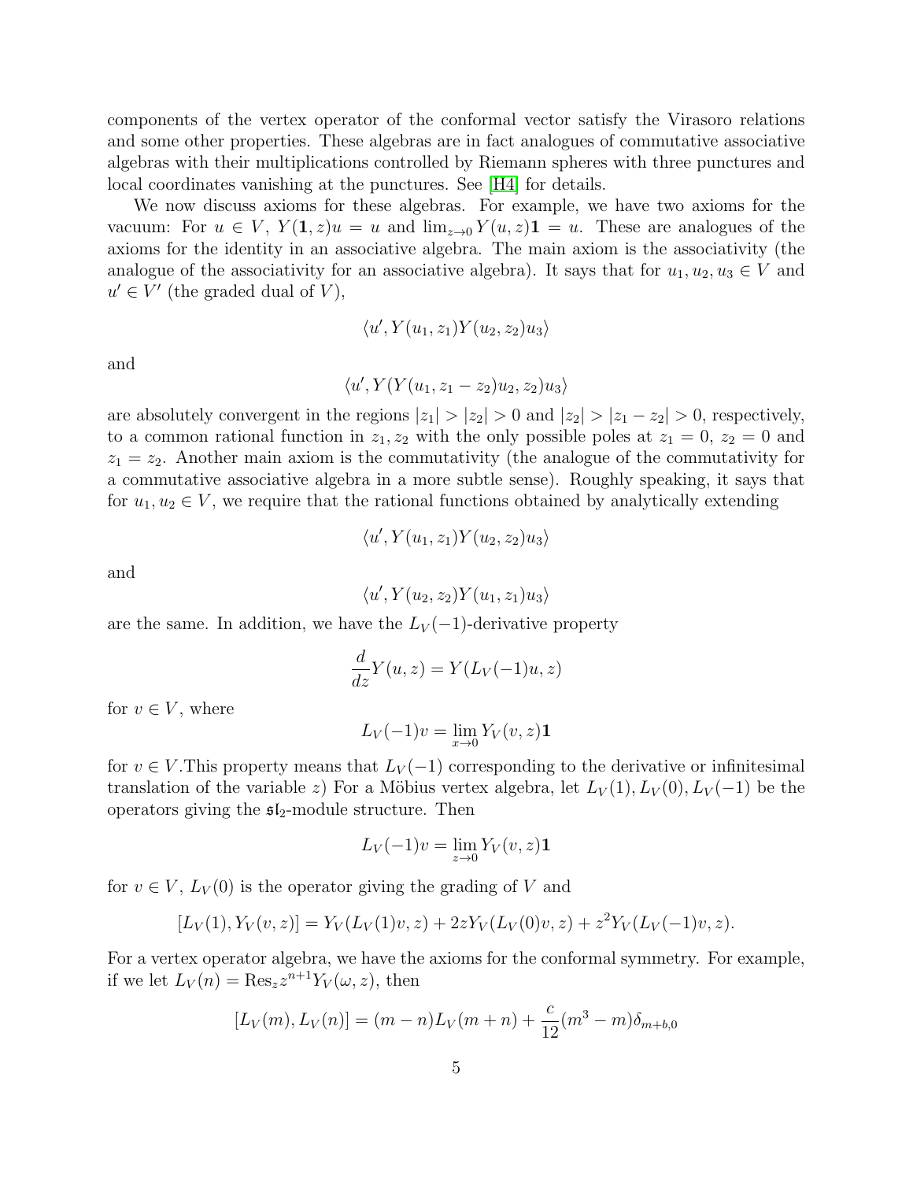components of the vertex operator of the conformal vector satisfy the Virasoro relations and some other properties. These algebras are in fact analogues of commutative associative algebras with their multiplications controlled by Riemann spheres with three punctures and local coordinates vanishing at the punctures. See [H4] for details.

We now discuss axioms for these algebras. For example, we have two axioms for the vacuum: For $u \in V$, $Y(\mathbf{1}, z)u = u$ and $\lim_{z\to 0} Y(u, z)\mathbf{1} = u$. These are analogues of the axioms for the identity in an associative algebra. The main axiom is the associativity (the analogue of the associativity for an associative algebra). It says that for $u_1, u_2, u_3 \in V$ and $u' \in V'$ (the graded dual of $V$),

$$\langle u', Y(u_1, z_1)Y(u_2, z_2)u_3\rangle$$

and

$$\langle u', Y(Y(u_1, z_1 - z_2)u_2, z_2)u_3\rangle$$

are absolutely convergent in the regions $|z_1| > |z_2| > 0$ and $|z_2| > |z_1 - z_2| > 0$, respectively, to a common rational function in $z_1, z_2$ with the only possible poles at $z_1 = 0$, $z_2 = 0$ and $z_1 = z_2$. Another main axiom is the commutativity (the analogue of the commutativity for a commutative associative algebra in a more subtle sense). Roughly speaking, it says that for $u_1, u_2 \in V$, we require that the rational functions obtained by analytically extending

$$\langle u', Y(u_1, z_1)Y(u_2, z_2)u_3\rangle$$

and

$$\langle u', Y(u_2, z_2)Y(u_1, z_1)u_3\rangle$$

are the same. In addition, we have the $L_V(-1)$-derivative property

$$\frac{d}{dz}Y(u, z) = Y(L_V(-1)u, z)$$

for $v \in V$, where

$$L_V(-1)v = \lim_{x\to 0} Y_V(v, z)\mathbf{1}$$

for $v \in V$.This property means that $L_V(-1)$ corresponding to the derivative or infinitesimal translation of the variable $z$) For a Möbius vertex algebra, let $L_V(1), L_V(0), L_V(-1)$ be the operators giving the $\mathfrak{sl}_2$-module structure. Then

$$L_V(-1)v = \lim_{z\to 0} Y_V(v, z)\mathbf{1}$$

for $v \in V$, $L_V(0)$ is the operator giving the grading of $V$ and

$$[L_V(1), Y_V(v, z)] = Y_V(L_V(1)v, z) + 2zY_V(L_V(0)v, z) + z^2Y_V(L_V(-1)v, z).$$

For a vertex operator algebra, we have the axioms for the conformal symmetry. For example, if we let $L_V(n) = \mathrm{Res}_z z^{n+1}Y_V(\omega, z)$, then

$$[L_V(m), L_V(n)] = (m - n)L_V(m + n) + \frac{c}{12}(m^3 - m)\delta_{m+b,0}$$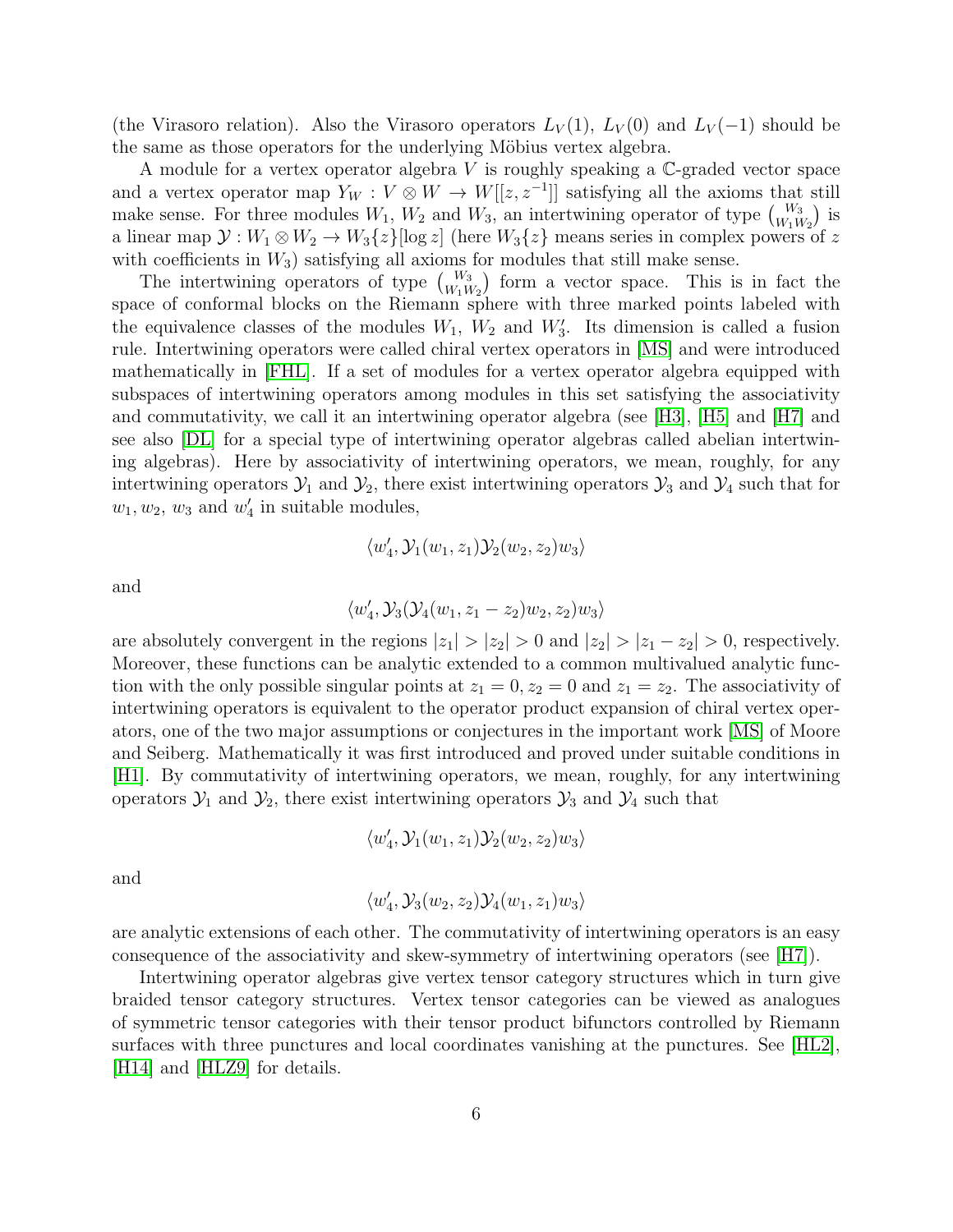(the Virasoro relation). Also the Virasoro operators $L_V(1)$, $L_V(0)$ and $L_V(-1)$ should be the same as those operators for the underlying Möbius vertex algebra.

A module for a vertex operator algebra $V$ is roughly speaking a $\mathbb{C}$-graded vector space and a vertex operator map $Y_W : V \otimes W \to W[[z, z^{-1}]]$ satisfying all the axioms that still make sense. For three modules $W_1$, $W_2$ and $W_3$, an intertwining operator of type $\binom{W_3}{W_1 W_2}$ is a linear map $\mathcal{Y} : W_1 \otimes W_2 \to W_3\{z\}[\log z]$ (here $W_3\{z\}$ means series in complex powers of $z$ with coefficients in $W_3$) satisfying all axioms for modules that still make sense.

The intertwining operators of type $\binom{W_3}{W_1 W_2}$ form a vector space. This is in fact the space of conformal blocks on the Riemann sphere with three marked points labeled with the equivalence classes of the modules $W_1$, $W_2$ and $W_3'$. Its dimension is called a fusion rule. Intertwining operators were called chiral vertex operators in [MS] and were introduced mathematically in [FHL]. If a set of modules for a vertex operator algebra equipped with subspaces of intertwining operators among modules in this set satisfying the associativity and commutativity, we call it an intertwining operator algebra (see [H3], [H5] and [H7] and see also [DL] for a special type of intertwining operator algebras called abelian intertwining algebras). Here by associativity of intertwining operators, we mean, roughly, for any intertwining operators $\mathcal{Y}_1$ and $\mathcal{Y}_2$, there exist intertwining operators $\mathcal{Y}_3$ and $\mathcal{Y}_4$ such that for $w_1, w_2$, $w_3$ and $w_4'$ in suitable modules,

$$\langle w_4', \mathcal{Y}_1(w_1, z_1)\mathcal{Y}_2(w_2, z_2)w_3\rangle$$

and

$$\langle w_4', \mathcal{Y}_3(\mathcal{Y}_4(w_1, z_1 - z_2)w_2, z_2)w_3\rangle$$

are absolutely convergent in the regions $|z_1| > |z_2| > 0$ and $|z_2| > |z_1 - z_2| > 0$, respectively. Moreover, these functions can be analytic extended to a common multivalued analytic function with the only possible singular points at $z_1 = 0, z_2 = 0$ and $z_1 = z_2$. The associativity of intertwining operators is equivalent to the operator product expansion of chiral vertex operators, one of the two major assumptions or conjectures in the important work [MS] of Moore and Seiberg. Mathematically it was first introduced and proved under suitable conditions in [H1]. By commutativity of intertwining operators, we mean, roughly, for any intertwining operators $\mathcal{Y}_1$ and $\mathcal{Y}_2$, there exist intertwining operators $\mathcal{Y}_3$ and $\mathcal{Y}_4$ such that

$$\langle w_4', \mathcal{Y}_1(w_1, z_1)\mathcal{Y}_2(w_2, z_2)w_3\rangle$$

and

$$\langle w_4', \mathcal{Y}_3(w_2, z_2)\mathcal{Y}_4(w_1, z_1)w_3\rangle$$

are analytic extensions of each other. The commutativity of intertwining operators is an easy consequence of the associativity and skew-symmetry of intertwining operators (see [H7]).

Intertwining operator algebras give vertex tensor category structures which in turn give braided tensor category structures. Vertex tensor categories can be viewed as analogues of symmetric tensor categories with their tensor product bifunctors controlled by Riemann surfaces with three punctures and local coordinates vanishing at the punctures. See [HL2], [H14] and [HLZ9] for details.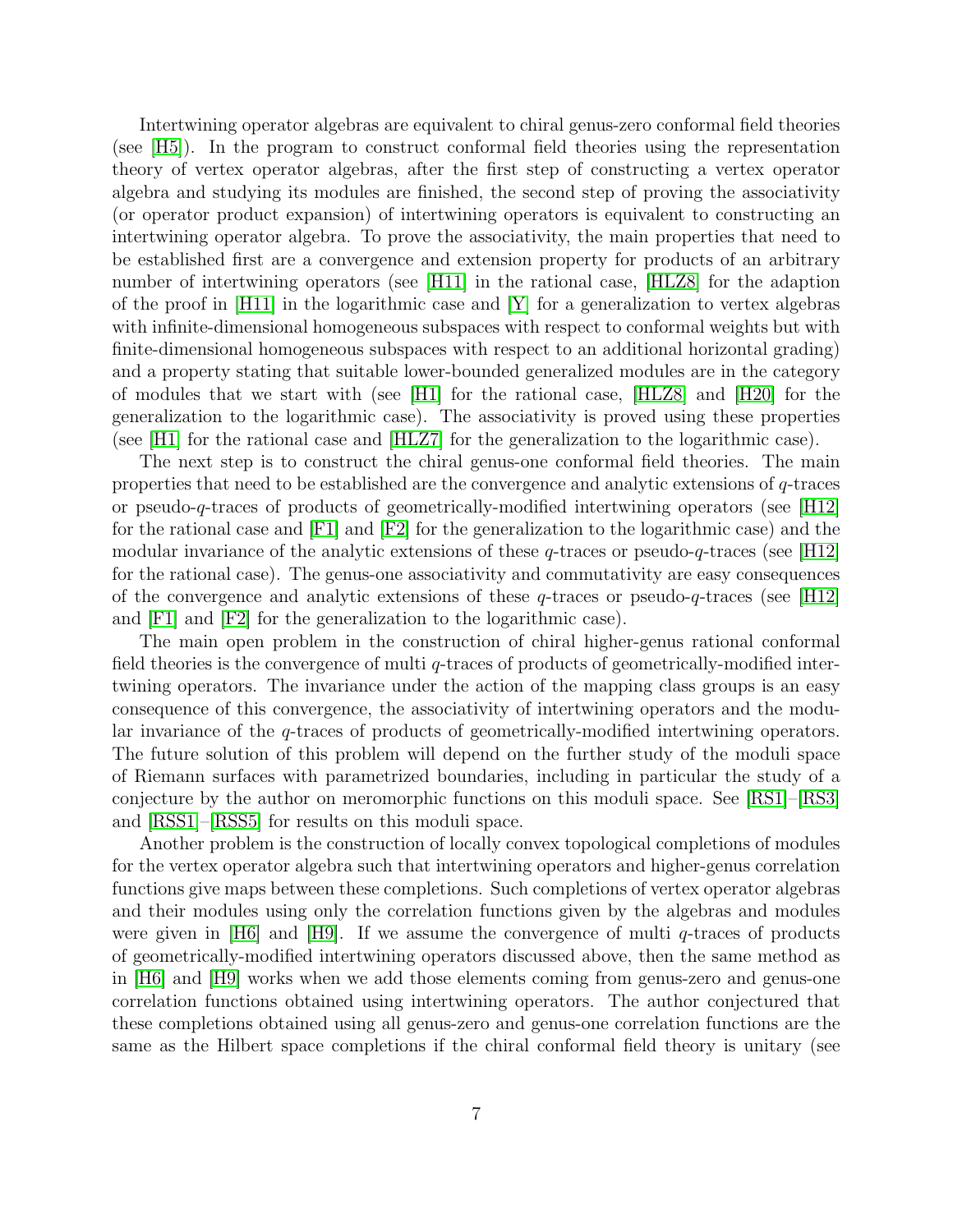Intertwining operator algebras are equivalent to chiral genus-zero conformal field theories (see [H5]). In the program to construct conformal field theories using the representation theory of vertex operator algebras, after the first step of constructing a vertex operator algebra and studying its modules are finished, the second step of proving the associativity (or operator product expansion) of intertwining operators is equivalent to constructing an intertwining operator algebra. To prove the associativity, the main properties that need to be established first are a convergence and extension property for products of an arbitrary number of intertwining operators (see [H11] in the rational case, [HLZ8] for the adaption of the proof in [H11] in the logarithmic case and [Y] for a generalization to vertex algebras with infinite-dimensional homogeneous subspaces with respect to conformal weights but with finite-dimensional homogeneous subspaces with respect to an additional horizontal grading) and a property stating that suitable lower-bounded generalized modules are in the category of modules that we start with (see [H1] for the rational case, [HLZ8] and [H20] for the generalization to the logarithmic case). The associativity is proved using these properties (see [H1] for the rational case and [HLZ7] for the generalization to the logarithmic case).

The next step is to construct the chiral genus-one conformal field theories. The main properties that need to be established are the convergence and analytic extensions of $q$-traces or pseudo-$q$-traces of products of geometrically-modified intertwining operators (see [H12] for the rational case and [F1] and [F2] for the generalization to the logarithmic case) and the modular invariance of the analytic extensions of these $q$-traces or pseudo-$q$-traces (see [H12] for the rational case). The genus-one associativity and commutativity are easy consequences of the convergence and analytic extensions of these $q$-traces or pseudo-$q$-traces (see [H12] and [F1] and [F2] for the generalization to the logarithmic case).

The main open problem in the construction of chiral higher-genus rational conformal field theories is the convergence of multi $q$-traces of products of geometrically-modified intertwining operators. The invariance under the action of the mapping class groups is an easy consequence of this convergence, the associativity of intertwining operators and the modular invariance of the $q$-traces of products of geometrically-modified intertwining operators. The future solution of this problem will depend on the further study of the moduli space of Riemann surfaces with parametrized boundaries, including in particular the study of a conjecture by the author on meromorphic functions on this moduli space. See [RS1]–[RS3] and [RSS1]–[RSS5] for results on this moduli space.

Another problem is the construction of locally convex topological completions of modules for the vertex operator algebra such that intertwining operators and higher-genus correlation functions give maps between these completions. Such completions of vertex operator algebras and their modules using only the correlation functions given by the algebras and modules were given in [H6] and [H9]. If we assume the convergence of multi $q$-traces of products of geometrically-modified intertwining operators discussed above, then the same method as in [H6] and [H9] works when we add those elements coming from genus-zero and genus-one correlation functions obtained using intertwining operators. The author conjectured that these completions obtained using all genus-zero and genus-one correlation functions are the same as the Hilbert space completions if the chiral conformal field theory is unitary (see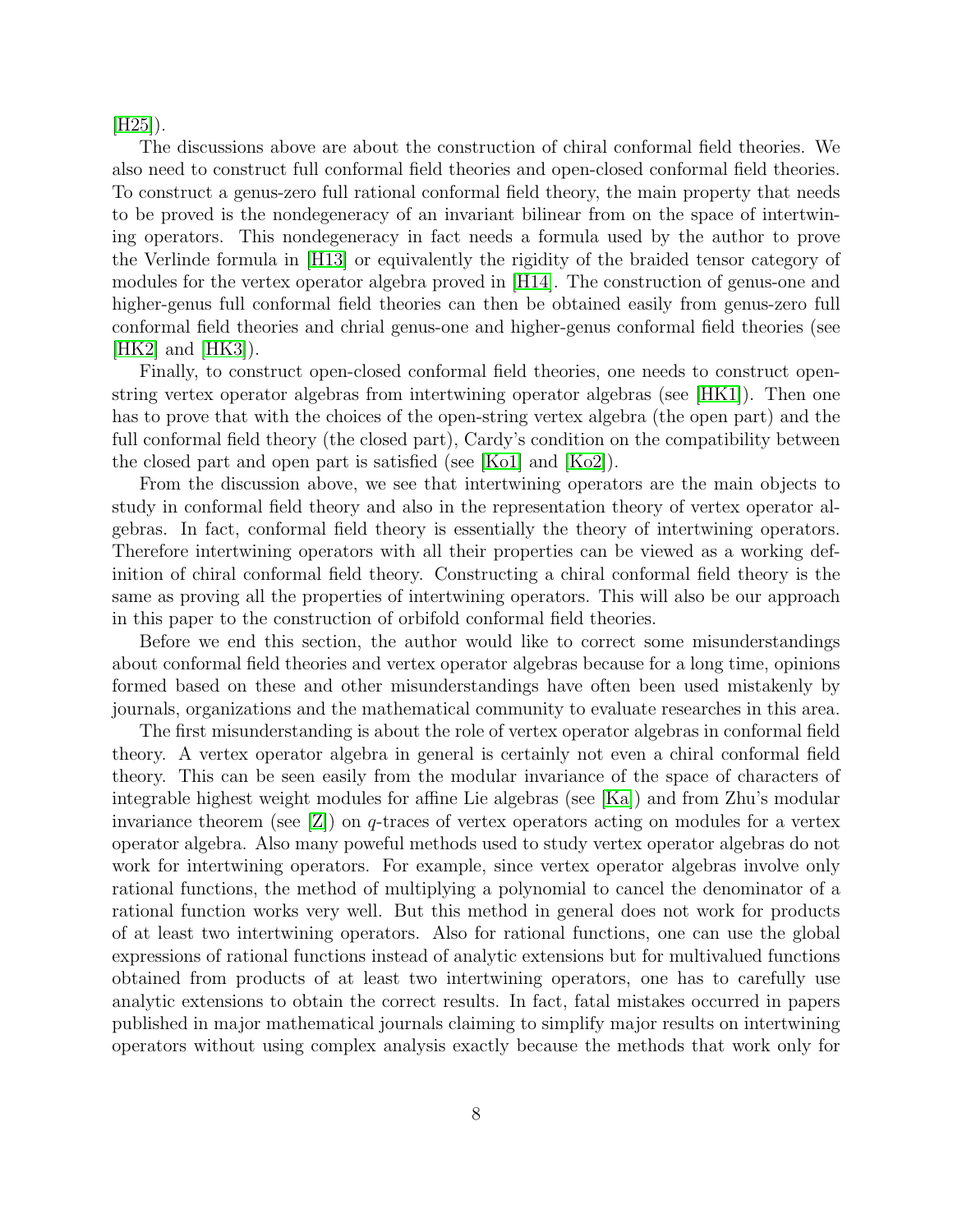[H25]).

The discussions above are about the construction of chiral conformal field theories. We also need to construct full conformal field theories and open-closed conformal field theories. To construct a genus-zero full rational conformal field theory, the main property that needs to be proved is the nondegeneracy of an invariant bilinear from on the space of intertwining operators. This nondegeneracy in fact needs a formula used by the author to prove the Verlinde formula in [H13] or equivalently the rigidity of the braided tensor category of modules for the vertex operator algebra proved in [H14]. The construction of genus-one and higher-genus full conformal field theories can then be obtained easily from genus-zero full conformal field theories and chrial genus-one and higher-genus conformal field theories (see [HK2] and [HK3]).

Finally, to construct open-closed conformal field theories, one needs to construct open-string vertex operator algebras from intertwining operator algebras (see [HK1]). Then one has to prove that with the choices of the open-string vertex algebra (the open part) and the full conformal field theory (the closed part), Cardy's condition on the compatibility between the closed part and open part is satisfied (see [Ko1] and [Ko2]).

From the discussion above, we see that intertwining operators are the main objects to study in conformal field theory and also in the representation theory of vertex operator algebras. In fact, conformal field theory is essentially the theory of intertwining operators. Therefore intertwining operators with all their properties can be viewed as a working definition of chiral conformal field theory. Constructing a chiral conformal field theory is the same as proving all the properties of intertwining operators. This will also be our approach in this paper to the construction of orbifold conformal field theories.

Before we end this section, the author would like to correct some misunderstandings about conformal field theories and vertex operator algebras because for a long time, opinions formed based on these and other misunderstandings have often been used mistakenly by journals, organizations and the mathematical community to evaluate researches in this area.

The first misunderstanding is about the role of vertex operator algebras in conformal field theory. A vertex operator algebra in general is certainly not even a chiral conformal field theory. This can be seen easily from the modular invariance of the space of characters of integrable highest weight modules for affine Lie algebras (see [Ka]) and from Zhu's modular invariance theorem (see [Z]) on $q$-traces of vertex operators acting on modules for a vertex operator algebra. Also many poweful methods used to study vertex operator algebras do not work for intertwining operators. For example, since vertex operator algebras involve only rational functions, the method of multiplying a polynomial to cancel the denominator of a rational function works very well. But this method in general does not work for products of at least two intertwining operators. Also for rational functions, one can use the global expressions of rational functions instead of analytic extensions but for multivalued functions obtained from products of at least two intertwining operators, one has to carefully use analytic extensions to obtain the correct results. In fact, fatal mistakes occurred in papers published in major mathematical journals claiming to simplify major results on intertwining operators without using complex analysis exactly because the methods that work only for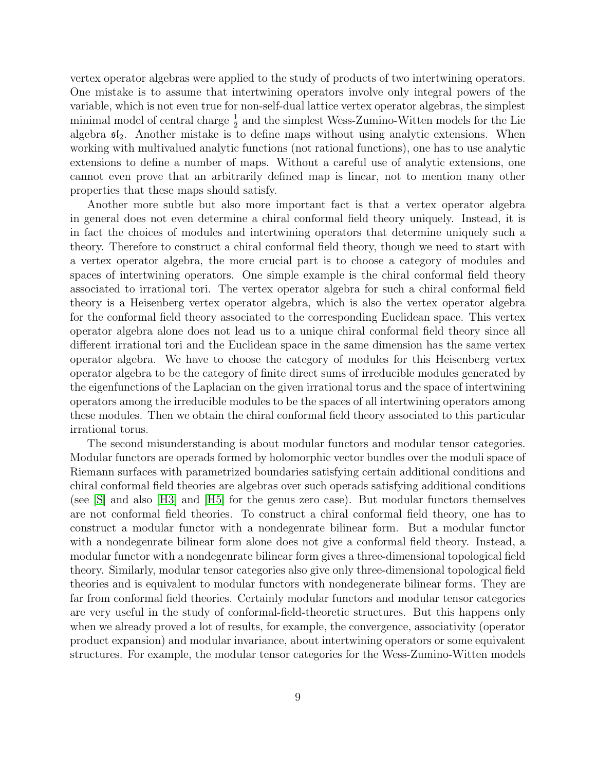vertex operator algebras were applied to the study of products of two intertwining operators. One mistake is to assume that intertwining operators involve only integral powers of the variable, which is not even true for non-self-dual lattice vertex operator algebras, the simplest minimal model of central charge $\frac{1}{2}$ and the simplest Wess-Zumino-Witten models for the Lie algebra $\mathfrak{sl}_2$. Another mistake is to define maps without using analytic extensions. When working with multivalued analytic functions (not rational functions), one has to use analytic extensions to define a number of maps. Without a careful use of analytic extensions, one cannot even prove that an arbitrarily defined map is linear, not to mention many other properties that these maps should satisfy.

Another more subtle but also more important fact is that a vertex operator algebra in general does not even determine a chiral conformal field theory uniquely. Instead, it is in fact the choices of modules and intertwining operators that determine uniquely such a theory. Therefore to construct a chiral conformal field theory, though we need to start with a vertex operator algebra, the more crucial part is to choose a category of modules and spaces of intertwining operators. One simple example is the chiral conformal field theory associated to irrational tori. The vertex operator algebra for such a chiral conformal field theory is a Heisenberg vertex operator algebra, which is also the vertex operator algebra for the conformal field theory associated to the corresponding Euclidean space. This vertex operator algebra alone does not lead us to a unique chiral conformal field theory since all different irrational tori and the Euclidean space in the same dimension has the same vertex operator algebra. We have to choose the category of modules for this Heisenberg vertex operator algebra to be the category of finite direct sums of irreducible modules generated by the eigenfunctions of the Laplacian on the given irrational torus and the space of intertwining operators among the irreducible modules to be the spaces of all intertwining operators among these modules. Then we obtain the chiral conformal field theory associated to this particular irrational torus.

The second misunderstanding is about modular functors and modular tensor categories. Modular functors are operads formed by holomorphic vector bundles over the moduli space of Riemann surfaces with parametrized boundaries satisfying certain additional conditions and chiral conformal field theories are algebras over such operads satisfying additional conditions (see [S] and also [H3] and [H5] for the genus zero case). But modular functors themselves are not conformal field theories. To construct a chiral conformal field theory, one has to construct a modular functor with a nondegenrate bilinear form. But a modular functor with a nondegenrate bilinear form alone does not give a conformal field theory. Instead, a modular functor with a nondegenrate bilinear form gives a three-dimensional topological field theory. Similarly, modular tensor categories also give only three-dimensional topological field theories and is equivalent to modular functors with nondegenerate bilinear forms. They are far from conformal field theories. Certainly modular functors and modular tensor categories are very useful in the study of conformal-field-theoretic structures. But this happens only when we already proved a lot of results, for example, the convergence, associativity (operator product expansion) and modular invariance, about intertwining operators or some equivalent structures. For example, the modular tensor categories for the Wess-Zumino-Witten models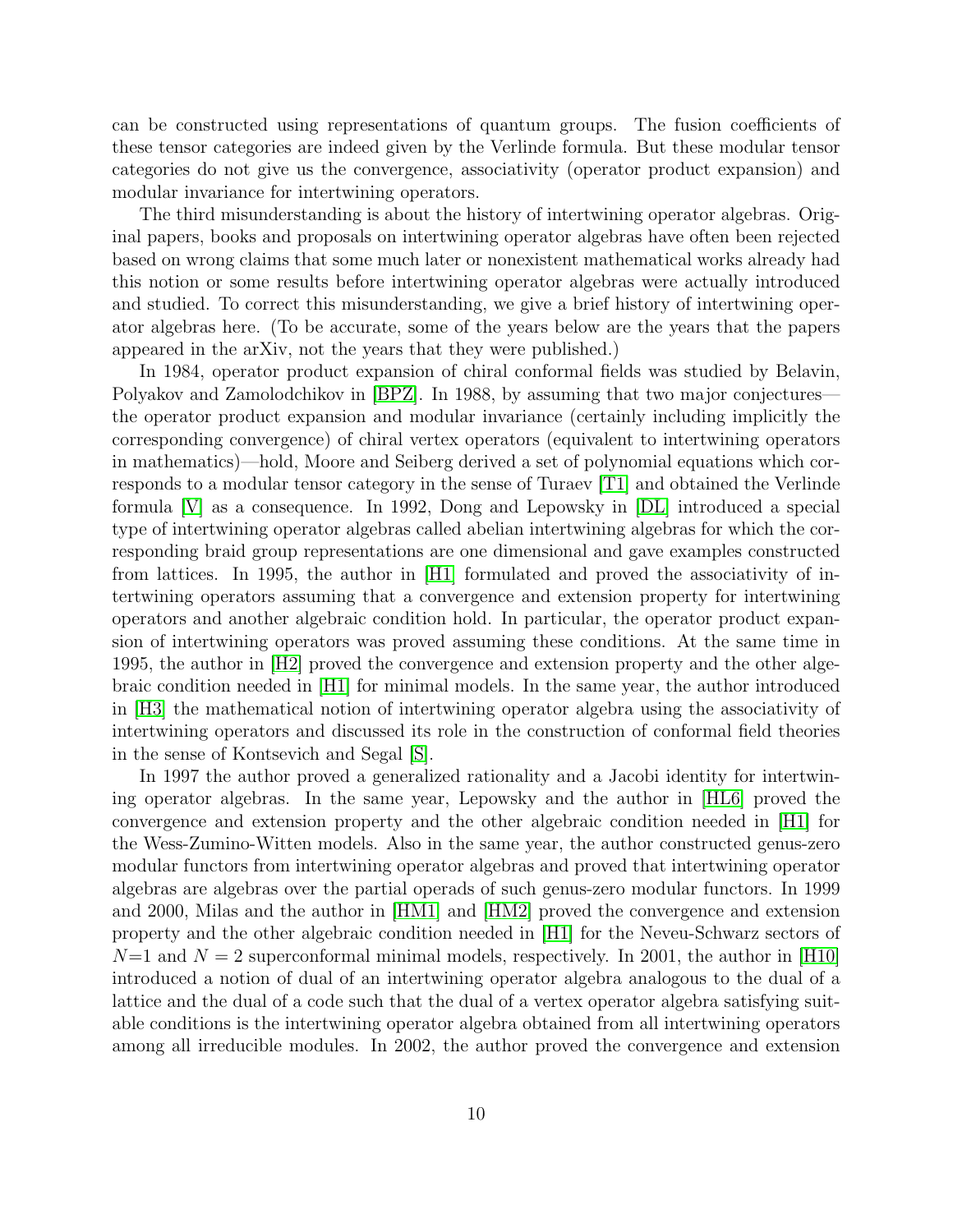can be constructed using representations of quantum groups. The fusion coefficients of these tensor categories are indeed given by the Verlinde formula. But these modular tensor categories do not give us the convergence, associativity (operator product expansion) and modular invariance for intertwining operators.

The third misunderstanding is about the history of intertwining operator algebras. Original papers, books and proposals on intertwining operator algebras have often been rejected based on wrong claims that some much later or nonexistent mathematical works already had this notion or some results before intertwining operator algebras were actually introduced and studied. To correct this misunderstanding, we give a brief history of intertwining operator algebras here. (To be accurate, some of the years below are the years that the papers appeared in the arXiv, not the years that they were published.)

In 1984, operator product expansion of chiral conformal fields was studied by Belavin, Polyakov and Zamolodchikov in [BPZ]. In 1988, by assuming that two major conjectures—the operator product expansion and modular invariance (certainly including implicitly the corresponding convergence) of chiral vertex operators (equivalent to intertwining operators in mathematics)—hold, Moore and Seiberg derived a set of polynomial equations which corresponds to a modular tensor category in the sense of Turaev [T1] and obtained the Verlinde formula [V] as a consequence. In 1992, Dong and Lepowsky in [DL] introduced a special type of intertwining operator algebras called abelian intertwining algebras for which the corresponding braid group representations are one dimensional and gave examples constructed from lattices. In 1995, the author in [H1] formulated and proved the associativity of intertwining operators assuming that a convergence and extension property for intertwining operators and another algebraic condition hold. In particular, the operator product expansion of intertwining operators was proved assuming these conditions. At the same time in 1995, the author in [H2] proved the convergence and extension property and the other algebraic condition needed in [H1] for minimal models. In the same year, the author introduced in [H3] the mathematical notion of intertwining operator algebra using the associativity of intertwining operators and discussed its role in the construction of conformal field theories in the sense of Kontsevich and Segal [S].

In 1997 the author proved a generalized rationality and a Jacobi identity for intertwining operator algebras. In the same year, Lepowsky and the author in [HL6] proved the convergence and extension property and the other algebraic condition needed in [H1] for the Wess-Zumino-Witten models. Also in the same year, the author constructed genus-zero modular functors from intertwining operator algebras and proved that intertwining operator algebras are algebras over the partial operads of such genus-zero modular functors. In 1999 and 2000, Milas and the author in [HM1] and [HM2] proved the convergence and extension property and the other algebraic condition needed in [H1] for the Neveu-Schwarz sectors of $N$=1 and $N = 2$ superconformal minimal models, respectively. In 2001, the author in [H10] introduced a notion of dual of an intertwining operator algebra analogous to the dual of a lattice and the dual of a code such that the dual of a vertex operator algebra satisfying suitable conditions is the intertwining operator algebra obtained from all intertwining operators among all irreducible modules. In 2002, the author proved the convergence and extension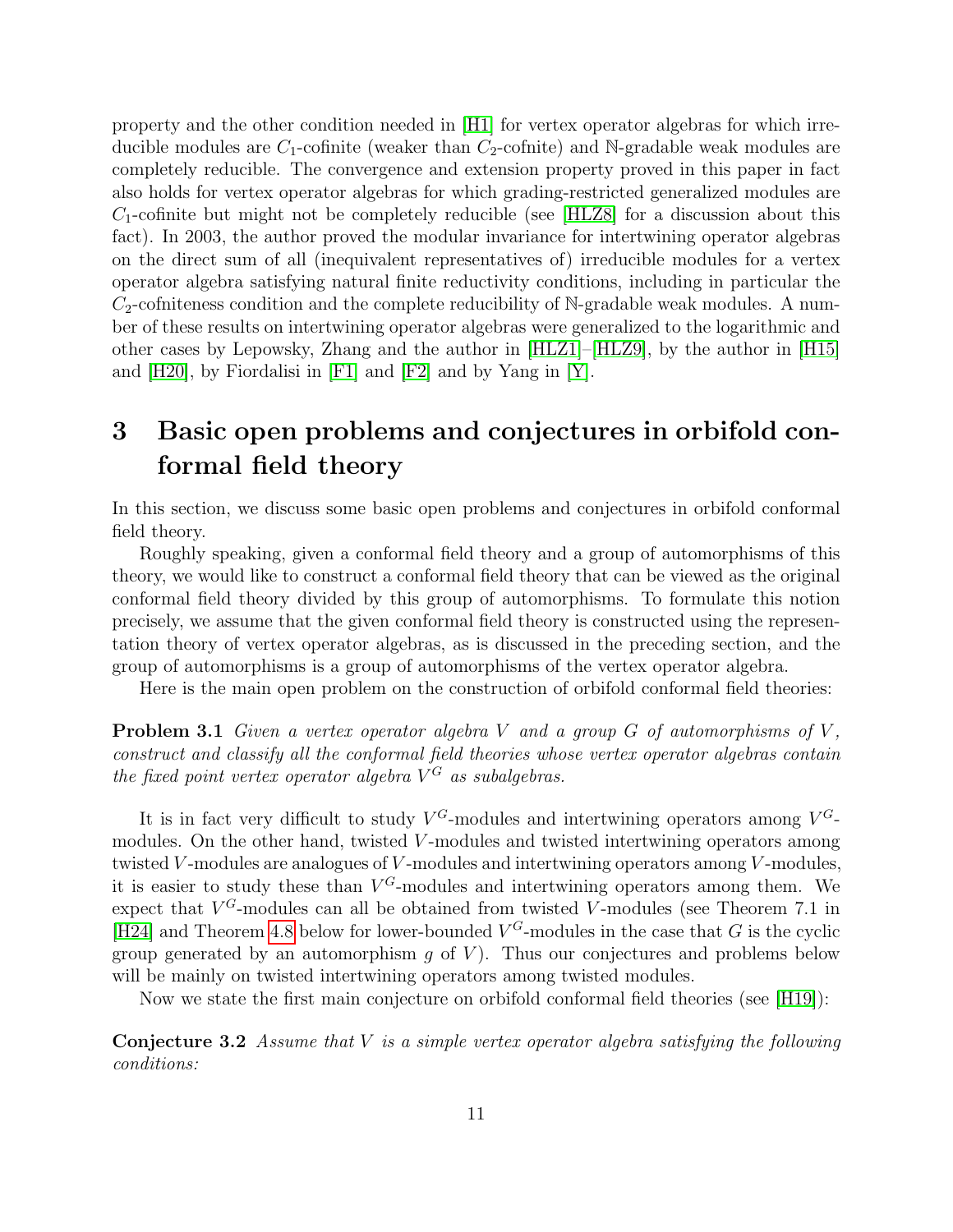property and the other condition needed in [H1] for vertex operator algebras for which irreducible modules are $C_1$-cofinite (weaker than $C_2$-cofnite) and $\mathbb{N}$-gradable weak modules are completely reducible. The convergence and extension property proved in this paper in fact also holds for vertex operator algebras for which grading-restricted generalized modules are $C_1$-cofinite but might not be completely reducible (see [HLZ8] for a discussion about this fact). In 2003, the author proved the modular invariance for intertwining operator algebras on the direct sum of all (inequivalent representatives of) irreducible modules for a vertex operator algebra satisfying natural finite reductivity conditions, including in particular the $C_2$-cofniteness condition and the complete reducibility of $\mathbb{N}$-gradable weak modules. A number of these results on intertwining operator algebras were generalized to the logarithmic and other cases by Lepowsky, Zhang and the author in [HLZ1]–[HLZ9], by the author in [H15] and [H20], by Fiordalisi in [F1] and [F2] and by Yang in [Y].

# 3 Basic open problems and conjectures in orbifold conformal field theory

In this section, we discuss some basic open problems and conjectures in orbifold conformal field theory.

Roughly speaking, given a conformal field theory and a group of automorphisms of this theory, we would like to construct a conformal field theory that can be viewed as the original conformal field theory divided by this group of automorphisms. To formulate this notion precisely, we assume that the given conformal field theory is constructed using the representation theory of vertex operator algebras, as is discussed in the preceding section, and the group of automorphisms is a group of automorphisms of the vertex operator algebra.

Here is the main open problem on the construction of orbifold conformal field theories:

**Problem 3.1** *Given a vertex operator algebra $V$ and a group $G$ of automorphisms of $V$, construct and classify all the conformal field theories whose vertex operator algebras contain the fixed point vertex operator algebra $V^G$ as subalgebras.*

It is in fact very difficult to study $V^G$-modules and intertwining operators among $V^G$-modules. On the other hand, twisted $V$-modules and twisted intertwining operators among twisted $V$-modules are analogues of $V$-modules and intertwining operators among $V$-modules, it is easier to study these than $V^G$-modules and intertwining operators among them. We expect that $V^G$-modules can all be obtained from twisted $V$-modules (see Theorem 7.1 in [H24] and Theorem 4.8 below for lower-bounded $V^G$-modules in the case that $G$ is the cyclic group generated by an automorphism $g$ of $V$). Thus our conjectures and problems below will be mainly on twisted intertwining operators among twisted modules.

Now we state the first main conjecture on orbifold conformal field theories (see [H19]):

**Conjecture 3.2** *Assume that $V$ is a simple vertex operator algebra satisfying the following conditions:*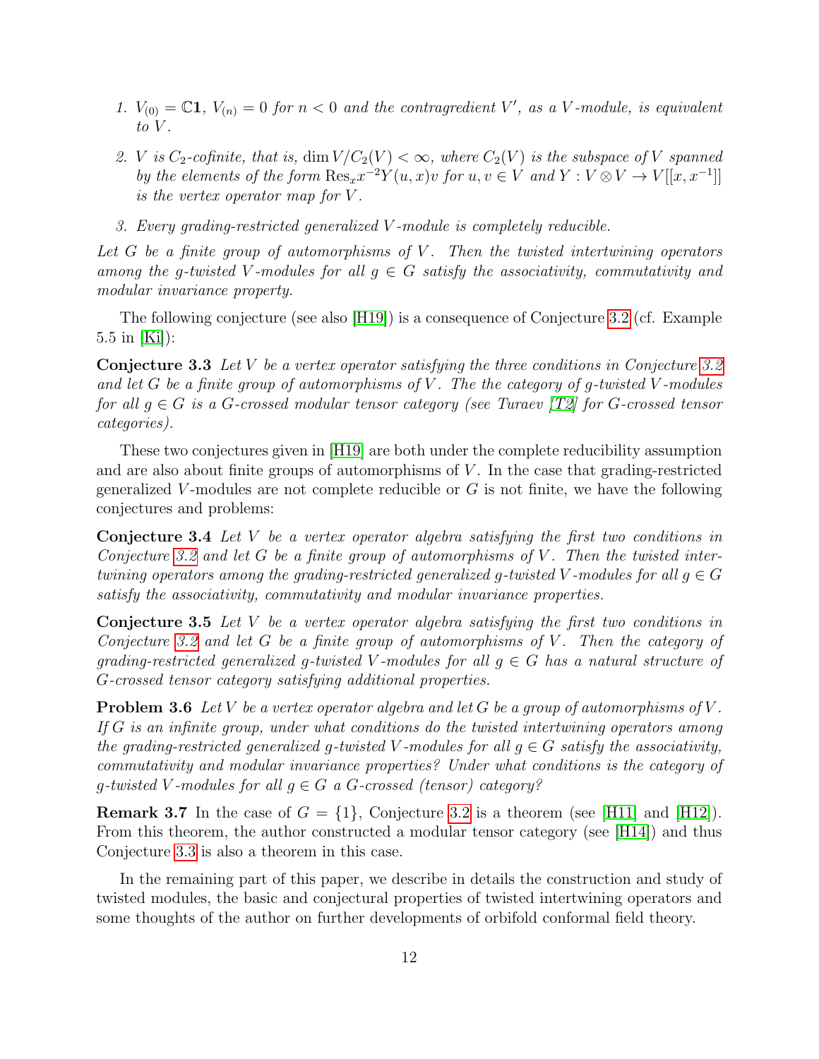1. *$V_{(0)} = \mathbb{C}\mathbf{1}$, $V_{(n)} = 0$ for $n < 0$ and the contragredient $V'$, as a $V$-module, is equivalent to $V$.*

2. *$V$ is $C_2$-cofinite, that is, $\dim V/C_2(V) < \infty$, where $C_2(V)$ is the subspace of $V$ spanned by the elements of the form $\mathrm{Res}_x x^{-2} Y(u, x)v$ for $u, v \in V$ and $Y : V \otimes V \to V[[x, x^{-1}]]$ is the vertex operator map for $V$.*

3. *Every grading-restricted generalized $V$-module is completely reducible.*

*Let $G$ be a finite group of automorphisms of $V$. Then the twisted intertwining operators among the $g$-twisted $V$-modules for all $g \in G$ satisfy the associativity, commutativity and modular invariance property.*

The following conjecture (see also [H19]) is a consequence of Conjecture 3.2 (cf. Example 5.5 in [Ki]):

**Conjecture 3.3** *Let $V$ be a vertex operator satisfying the three conditions in Conjecture 3.2 and let $G$ be a finite group of automorphisms of $V$. The the category of $g$-twisted $V$-modules for all $g \in G$ is a $G$-crossed modular tensor category (see Turaev [T2] for $G$-crossed tensor categories).*

These two conjectures given in [H19] are both under the complete reducibility assumption and are also about finite groups of automorphisms of $V$. In the case that grading-restricted generalized $V$-modules are not complete reducible or $G$ is not finite, we have the following conjectures and problems:

**Conjecture 3.4** *Let $V$ be a vertex operator algebra satisfying the first two conditions in Conjecture 3.2 and let $G$ be a finite group of automorphisms of $V$. Then the twisted intertwining operators among the grading-restricted generalized $g$-twisted $V$-modules for all $g \in G$ satisfy the associativity, commutativity and modular invariance properties.*

**Conjecture 3.5** *Let $V$ be a vertex operator algebra satisfying the first two conditions in Conjecture 3.2 and let $G$ be a finite group of automorphisms of $V$. Then the category of grading-restricted generalized $g$-twisted $V$-modules for all $g \in G$ has a natural structure of $G$-crossed tensor category satisfying additional properties.*

**Problem 3.6** *Let $V$ be a vertex operator algebra and let $G$ be a group of automorphisms of $V$. If $G$ is an infinite group, under what conditions do the twisted intertwining operators among the grading-restricted generalized $g$-twisted $V$-modules for all $g \in G$ satisfy the associativity, commutativity and modular invariance properties? Under what conditions is the category of $g$-twisted $V$-modules for all $g \in G$ a $G$-crossed (tensor) category?*

**Remark 3.7** In the case of $G = \{1\}$, Conjecture 3.2 is a theorem (see [H11] and [H12]). From this theorem, the author constructed a modular tensor category (see [H14]) and thus Conjecture 3.3 is also a theorem in this case.

In the remaining part of this paper, we describe in details the construction and study of twisted modules, the basic and conjectural properties of twisted intertwining operators and some thoughts of the author on further developments of orbifold conformal field theory.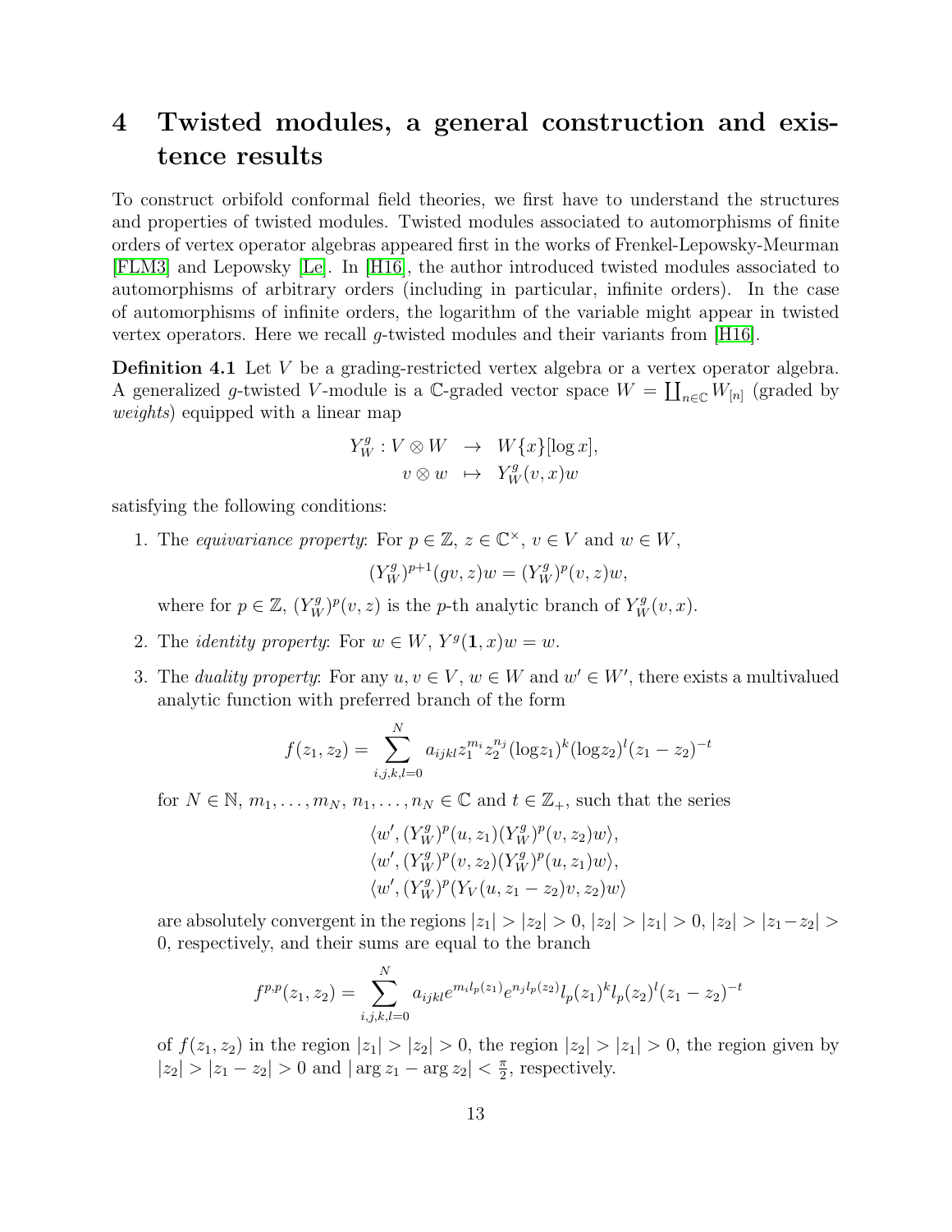# 4 Twisted modules, a general construction and existence results

To construct orbifold conformal field theories, we first have to understand the structures and properties of twisted modules. Twisted modules associated to automorphisms of finite orders of vertex operator algebras appeared first in the works of Frenkel-Lepowsky-Meurman [FLM3] and Lepowsky [Le]. In [H16], the author introduced twisted modules associated to automorphisms of arbitrary orders (including in particular, infinite orders). In the case of automorphisms of infinite orders, the logarithm of the variable might appear in twisted vertex operators. Here we recall $g$-twisted modules and their variants from [H16].

**Definition 4.1** Let $V$ be a grading-restricted vertex algebra or a vertex operator algebra. A generalized $g$-twisted $V$-module is a $\mathbb{C}$-graded vector space $W = \coprod_{n\in\mathbb{C}} W_{[n]}$ (graded by *weights*) equipped with a linear map

$$\begin{aligned} Y_W^g : V \otimes W &\to W\{x\}[\log x], \\ v \otimes w &\mapsto Y_W^g(v, x)w \end{aligned}$$

satisfying the following conditions:

1. The *equivariance property*: For $p \in \mathbb{Z}$, $z \in \mathbb{C}^\times$, $v \in V$ and $w \in W$,

$$(Y_W^g)^{p+1}(gv, z)w = (Y_W^g)^p(v, z)w,$$

   where for $p \in \mathbb{Z}$, $(Y_W^g)^p(v, z)$ is the $p$-th analytic branch of $Y_W^g(v, x)$.

2. The *identity property*: For $w \in W$, $Y^g(\mathbf{1}, x)w = w$.

3. The *duality property*: For any $u, v \in V$, $w \in W$ and $w' \in W'$, there exists a multivalued analytic function with preferred branch of the form

$$f(z_1, z_2) = \sum_{i,j,k,l=0}^{N} a_{ijkl} z_1^{m_i} z_2^{n_j} (\log z_1)^k (\log z_2)^l (z_1 - z_2)^{-t}$$

   for $N \in \mathbb{N}$, $m_1, \dots, m_N$, $n_1, \dots, n_N \in \mathbb{C}$ and $t \in \mathbb{Z}_+$, such that the series

$$\begin{aligned} &\langle w', (Y_W^g)^p(u, z_1)(Y_W^g)^p(v, z_2)w\rangle, \\ &\langle w', (Y_W^g)^p(v, z_2)(Y_W^g)^p(u, z_1)w\rangle, \\ &\langle w', (Y_W^g)^p(Y_V(u, z_1 - z_2)v, z_2)w\rangle \end{aligned}$$

   are absolutely convergent in the regions $|z_1| > |z_2| > 0$, $|z_2| > |z_1| > 0$, $|z_2| > |z_1 - z_2| > 0$, respectively, and their sums are equal to the branch

$$f^{p,p}(z_1, z_2) = \sum_{i,j,k,l=0}^{N} a_{ijkl} e^{m_i l_p(z_1)} e^{n_j l_p(z_2)} l_p(z_1)^k l_p(z_2)^l (z_1 - z_2)^{-t}$$

   of $f(z_1, z_2)$ in the region $|z_1| > |z_2| > 0$, the region $|z_2| > |z_1| > 0$, the region given by $|z_2| > |z_1 - z_2| > 0$ and $|\arg z_1 - \arg z_2| < \frac{\pi}{2}$, respectively.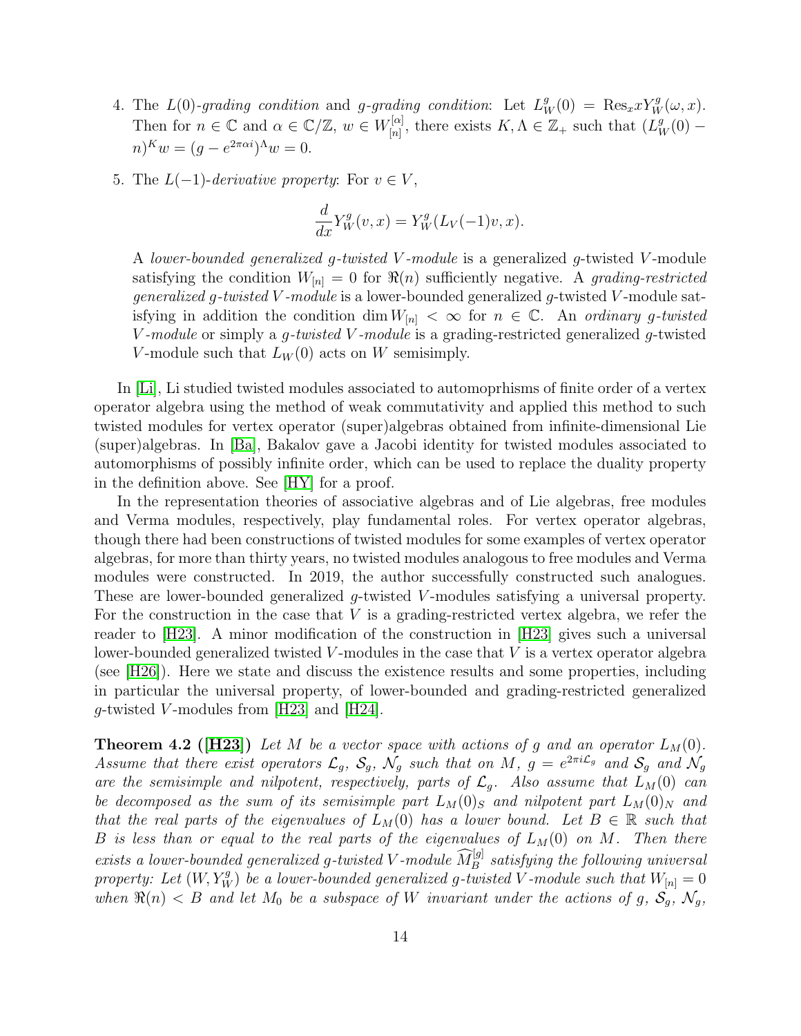4. The $L(0)$-*grading condition* and $g$-*grading condition*: Let $L_W^g(0) = \mathrm{Res}_x x Y_W^g(\omega, x)$. Then for $n \in \mathbb{C}$ and $\alpha \in \mathbb{C}/\mathbb{Z}$, $w \in W_{[n]}^{[\alpha]}$, there exists $K, \Lambda \in \mathbb{Z}_+$ such that $(L_W^g(0) - n)^K w = (g - e^{2\pi \alpha i})^\Lambda w = 0$.

5. The $L(-1)$-*derivative property*: For $v \in V$,

$$\frac{d}{dx} Y_W^g(v, x) = Y_W^g(L_V(-1)v, x).$$

A *lower-bounded generalized $g$-twisted $V$-module* is a generalized $g$-twisted $V$-module satisfying the condition $W_{[n]} = 0$ for $\Re(n)$ sufficiently negative. A *grading-restricted generalized $g$-twisted $V$-module* is a lower-bounded generalized $g$-twisted $V$-module satisfying in addition the condition $\dim W_{[n]} < \infty$ for $n \in \mathbb{C}$. An *ordinary $g$-twisted $V$-module* or simply a *$g$-twisted $V$-module* is a grading-restricted generalized $g$-twisted $V$-module such that $L_W(0)$ acts on $W$ semisimply.

In [Li], Li studied twisted modules associated to automoprhisms of finite order of a vertex operator algebra using the method of weak commutativity and applied this method to such twisted modules for vertex operator (super)algebras obtained from infinite-dimensional Lie (super)algebras. In [Ba], Bakalov gave a Jacobi identity for twisted modules associated to automorphisms of possibly infinite order, which can be used to replace the duality property in the definition above. See [HY] for a proof.

In the representation theories of associative algebras and of Lie algebras, free modules and Verma modules, respectively, play fundamental roles. For vertex operator algebras, though there had been constructions of twisted modules for some examples of vertex operator algebras, for more than thirty years, no twisted modules analogous to free modules and Verma modules were constructed. In 2019, the author successfully constructed such analogues. These are lower-bounded generalized $g$-twisted $V$-modules satisfying a universal property. For the construction in the case that $V$ is a grading-restricted vertex algebra, we refer the reader to [H23]. A minor modification of the construction in [H23] gives such a universal lower-bounded generalized twisted $V$-modules in the case that $V$ is a vertex operator algebra (see [H26]). Here we state and discuss the existence results and some properties, including in particular the universal property, of lower-bounded and grading-restricted generalized $g$-twisted $V$-modules from [H23] and [H24].

**Theorem 4.2 ([H23])** *Let $M$ be a vector space with actions of $g$ and an operator $L_M(0)$. Assume that there exist operators $\mathcal{L}_g$, $\mathcal{S}_g$, $\mathcal{N}_g$ such that on $M$, $g = e^{2\pi i \mathcal{L}_g}$ and $\mathcal{S}_g$ and $\mathcal{N}_g$ are the semisimple and nilpotent, respectively, parts of $\mathcal{L}_g$. Also assume that $L_M(0)$ can be decomposed as the sum of its semisimple part $L_M(0)_S$ and nilpotent part $L_M(0)_N$ and that the real parts of the eigenvalues of $L_M(0)$ has a lower bound. Let $B \in \mathbb{R}$ such that $B$ is less than or equal to the real parts of the eigenvalues of $L_M(0)$ on $M$. Then there exists a lower-bounded generalized $g$-twisted $V$-module $\widehat{M}_B^{[g]}$ satisfying the following universal property: Let $(W, Y_W^g)$ be a lower-bounded generalized $g$-twisted $V$-module such that $W_{[n]} = 0$ when $\Re(n) < B$ and let $M_0$ be a subspace of $W$ invariant under the actions of $g$, $\mathcal{S}_g$, $\mathcal{N}_g$,*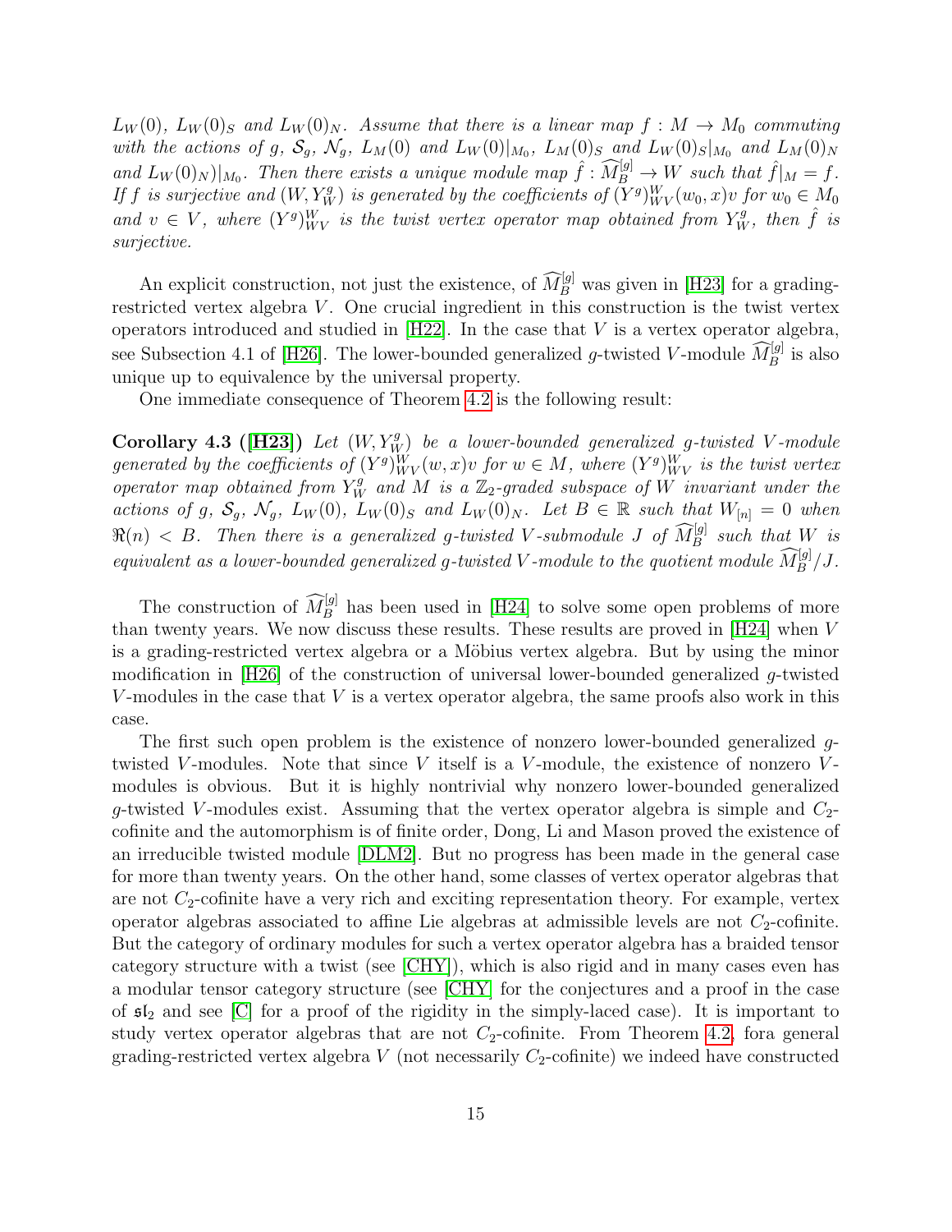*$L_W(0)$, $L_W(0)_S$ and $L_W(0)_N$. Assume that there is a linear map $f : M \to M_0$ commuting with the actions of $g$, $\mathcal{S}_g$, $\mathcal{N}_g$, $L_M(0)$ and $L_W(0)|_{M_0}$, $L_M(0)_S$ and $L_W(0)_S|_{M_0}$ and $L_M(0)_N$ and $L_W(0)_N)|_{M_0}$. Then there exists a unique module map $\hat{f} : \widehat{M}^{[g]}_B \to W$ such that $\hat{f}|_M = f$. If $f$ is surjective and $(W, Y^g_W)$ is generated by the coefficients of $(Y^g)^W_{WV}(w_0, x)v$ for $w_0 \in M_0$ and $v \in V$, where $(Y^g)^W_{WV}$ is the twist vertex operator map obtained from $Y^g_W$, then $\hat{f}$ is surjective.*

An explicit construction, not just the existence, of $\widehat{M}^{[g]}_B$ was given in [H23] for a grading-restricted vertex algebra $V$. One crucial ingredient in this construction is the twist vertex operators introduced and studied in [H22]. In the case that $V$ is a vertex operator algebra, see Subsection 4.1 of [H26]. The lower-bounded generalized $g$-twisted $V$-module $\widehat{M}^{[g]}_B$ is also unique up to equivalence by the universal property.

One immediate consequence of Theorem 4.2 is the following result:

**Corollary 4.3 ([H23])** *Let $(W, Y^g_W)$ be a lower-bounded generalized $g$-twisted $V$-module generated by the coefficients of $(Y^g)^W_{WV}(w, x)v$ for $w \in M$, where $(Y^g)^W_{WV}$ is the twist vertex operator map obtained from $Y^g_W$ and $M$ is a $\mathbb{Z}_2$-graded subspace of $W$ invariant under the actions of $g$, $\mathcal{S}_g$, $\mathcal{N}_g$, $L_W(0)$, $L_W(0)_S$ and $L_W(0)_N$. Let $B \in \mathbb{R}$ such that $W_{[n]} = 0$ when $\Re(n) < B$. Then there is a generalized $g$-twisted $V$-submodule $J$ of $\widehat{M}^{[g]}_B$ such that $W$ is equivalent as a lower-bounded generalized $g$-twisted $V$-module to the quotient module $\widehat{M}^{[g]}_B/J$.*

The construction of $\widehat{M}^{[g]}_B$ has been used in [H24] to solve some open problems of more than twenty years. We now discuss these results. These results are proved in [H24] when $V$ is a grading-restricted vertex algebra or a Möbius vertex algebra. But by using the minor modification in [H26] of the construction of universal lower-bounded generalized $g$-twisted $V$-modules in the case that $V$ is a vertex operator algebra, the same proofs also work in this case.

The first such open problem is the existence of nonzero lower-bounded generalized $g$-twisted $V$-modules. Note that since $V$ itself is a $V$-module, the existence of nonzero $V$-modules is obvious. But it is highly nontrivial why nonzero lower-bounded generalized $g$-twisted $V$-modules exist. Assuming that the vertex operator algebra is simple and $C_2$-cofinite and the automorphism is of finite order, Dong, Li and Mason proved the existence of an irreducible twisted module [DLM2]. But no progress has been made in the general case for more than twenty years. On the other hand, some classes of vertex operator algebras that are not $C_2$-cofinite have a very rich and exciting representation theory. For example, vertex operator algebras associated to affine Lie algebras at admissible levels are not $C_2$-cofinite. But the category of ordinary modules for such a vertex operator algebra has a braided tensor category structure with a twist (see [CHY]), which is also rigid and in many cases even has a modular tensor category structure (see [CHY] for the conjectures and a proof in the case of $\mathfrak{sl}_2$ and see [C] for a proof of the rigidity in the simply-laced case). It is important to study vertex operator algebras that are not $C_2$-cofinite. From Theorem 4.2, fora general grading-restricted vertex algebra $V$ (not necessarily $C_2$-cofinite) we indeed have constructed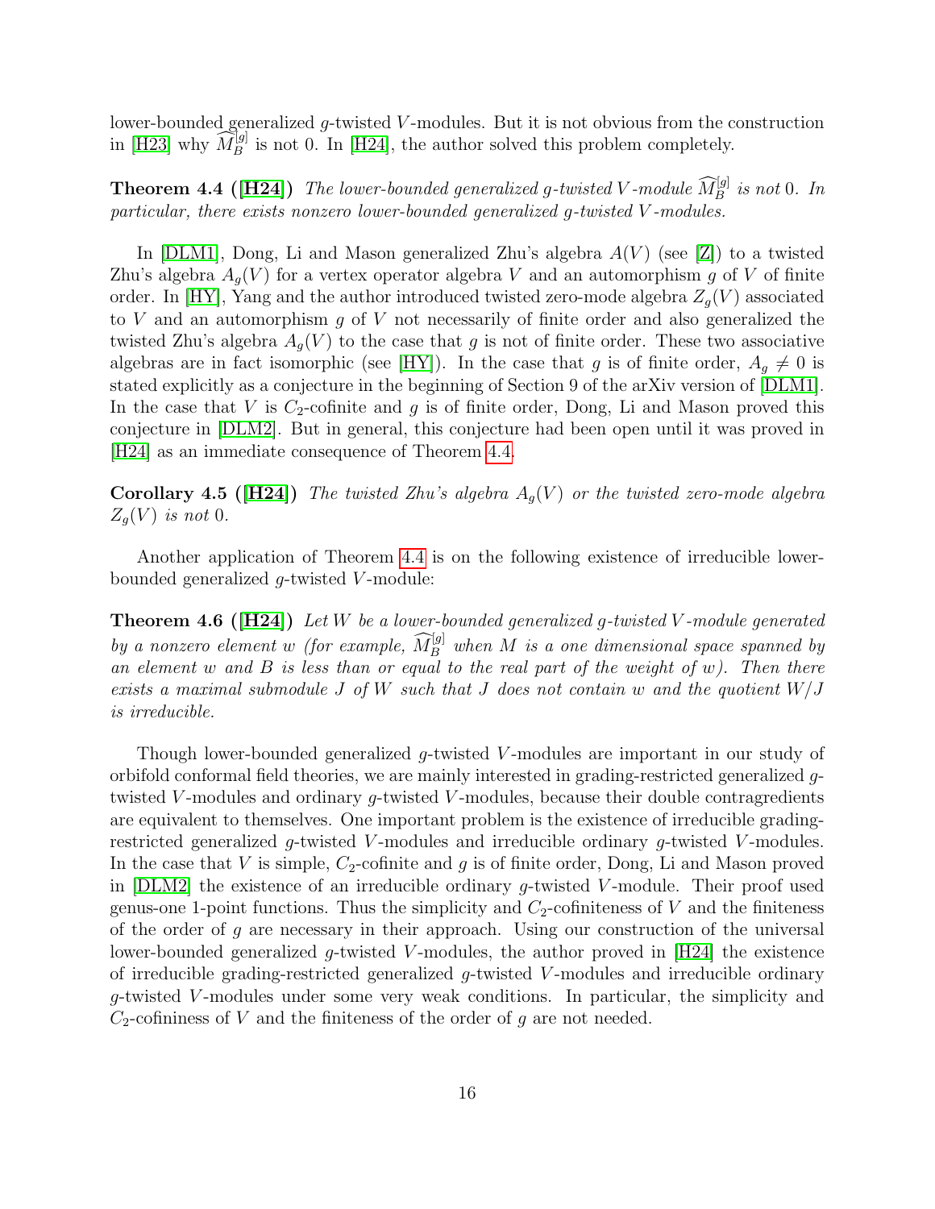lower-bounded generalized $g$-twisted $V$-modules. But it is not obvious from the construction in [H23] why $\widehat{M}_B^{[g]}$ is not 0. In [H24], the author solved this problem completely.

**Theorem 4.4 ([H24])** *The lower-bounded generalized $g$-twisted $V$-module $\widehat{M}_B^{[g]}$ is not 0. In particular, there exists nonzero lower-bounded generalized $g$-twisted $V$-modules.*

In [DLM1], Dong, Li and Mason generalized Zhu's algebra $A(V)$ (see [Z]) to a twisted Zhu's algebra $A_g(V)$ for a vertex operator algebra $V$ and an automorphism $g$ of $V$ of finite order. In [HY], Yang and the author introduced twisted zero-mode algebra $Z_g(V)$ associated to $V$ and an automorphism $g$ of $V$ not necessarily of finite order and also generalized the twisted Zhu's algebra $A_g(V)$ to the case that $g$ is not of finite order. These two associative algebras are in fact isomorphic (see [HY]). In the case that $g$ is of finite order, $A_g \neq 0$ is stated explicitly as a conjecture in the beginning of Section 9 of the arXiv version of [DLM1]. In the case that $V$ is $C_2$-cofinite and $g$ is of finite order, Dong, Li and Mason proved this conjecture in [DLM2]. But in general, this conjecture had been open until it was proved in [H24] as an immediate consequence of Theorem 4.4.

**Corollary 4.5 ([H24])** *The twisted Zhu's algebra $A_g(V)$ or the twisted zero-mode algebra $Z_g(V)$ is not 0.*

Another application of Theorem 4.4 is on the following existence of irreducible lower-bounded generalized $g$-twisted $V$-module:

**Theorem 4.6 ([H24])** *Let $W$ be a lower-bounded generalized $g$-twisted $V$-module generated by a nonzero element $w$ (for example, $\widehat{M}_B^{[g]}$ when $M$ is a one dimensional space spanned by an element $w$ and $B$ is less than or equal to the real part of the weight of $w$). Then there exists a maximal submodule $J$ of $W$ such that $J$ does not contain $w$ and the quotient $W/J$ is irreducible.*

Though lower-bounded generalized $g$-twisted $V$-modules are important in our study of orbifold conformal field theories, we are mainly interested in grading-restricted generalized $g$-twisted $V$-modules and ordinary $g$-twisted $V$-modules, because their double contragredients are equivalent to themselves. One important problem is the existence of irreducible grading-restricted generalized $g$-twisted $V$-modules and irreducible ordinary $g$-twisted $V$-modules. In the case that $V$ is simple, $C_2$-cofinite and $g$ is of finite order, Dong, Li and Mason proved in [DLM2] the existence of an irreducible ordinary $g$-twisted $V$-module. Their proof used genus-one 1-point functions. Thus the simplicity and $C_2$-cofiniteness of $V$ and the finiteness of the order of $g$ are necessary in their approach. Using our construction of the universal lower-bounded generalized $g$-twisted $V$-modules, the author proved in [H24] the existence of irreducible grading-restricted generalized $g$-twisted $V$-modules and irreducible ordinary $g$-twisted $V$-modules under some very weak conditions. In particular, the simplicity and $C_2$-cofininess of $V$ and the finiteness of the order of $g$ are not needed.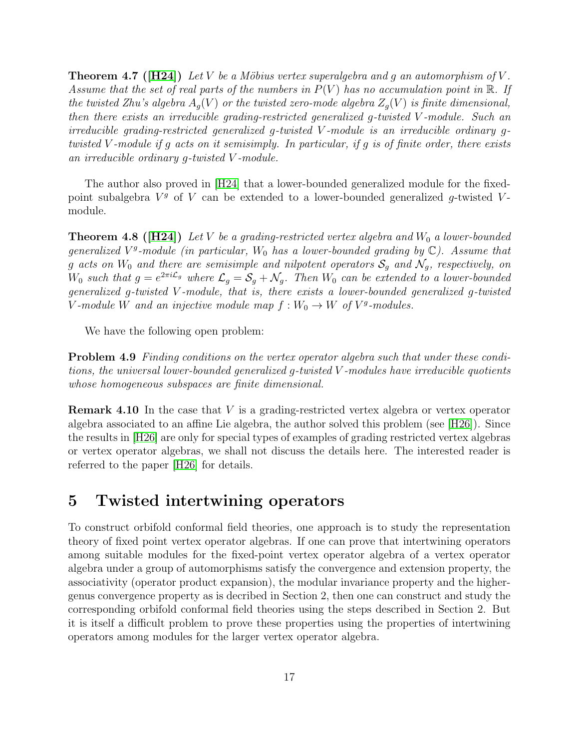**Theorem 4.7 ([H24])** *Let $V$ be a Möbius vertex superalgebra and $g$ an automorphism of $V$. Assume that the set of real parts of the numbers in $P(V)$ has no accumulation point in $\mathbb{R}$. If the twisted Zhu's algebra $A_g(V)$ or the twisted zero-mode algebra $Z_g(V)$ is finite dimensional, then there exists an irreducible grading-restricted generalized $g$-twisted $V$-module. Such an irreducible grading-restricted generalized $g$-twisted $V$-module is an irreducible ordinary $g$-twisted $V$-module if $g$ acts on it semisimply. In particular, if $g$ is of finite order, there exists an irreducible ordinary $g$-twisted $V$-module.*

The author also proved in [H24] that a lower-bounded generalized module for the fixed-point subalgebra $V^g$ of $V$ can be extended to a lower-bounded generalized $g$-twisted $V$-module.

**Theorem 4.8 ([H24])** *Let $V$ be a grading-restricted vertex algebra and $W_0$ a lower-bounded generalized $V^g$-module (in particular, $W_0$ has a lower-bounded grading by $\mathbb{C}$). Assume that $g$ acts on $W_0$ and there are semisimple and nilpotent operators $\mathcal{S}_g$ and $\mathcal{N}_g$, respectively, on $W_0$ such that $g = e^{2\pi i \mathcal{L}_g}$ where $\mathcal{L}_g = \mathcal{S}_g + \mathcal{N}_g$. Then $W_0$ can be extended to a lower-bounded generalized $g$-twisted $V$-module, that is, there exists a lower-bounded generalized $g$-twisted $V$-module $W$ and an injective module map $f : W_0 \to W$ of $V^g$-modules.*

We have the following open problem:

**Problem 4.9** *Finding conditions on the vertex operator algebra such that under these conditions, the universal lower-bounded generalized $g$-twisted $V$-modules have irreducible quotients whose homogeneous subspaces are finite dimensional.*

**Remark 4.10** In the case that $V$ is a grading-restricted vertex algebra or vertex operator algebra associated to an affine Lie algebra, the author solved this problem (see [H26]). Since the results in [H26] are only for special types of examples of grading restricted vertex algebras or vertex operator algebras, we shall not discuss the details here. The interested reader is referred to the paper [H26] for details.

# 5 Twisted intertwining operators

To construct orbifold conformal field theories, one approach is to study the representation theory of fixed point vertex operator algebras. If one can prove that intertwining operators among suitable modules for the fixed-point vertex operator algebra of a vertex operator algebra under a group of automorphisms satisfy the convergence and extension property, the associativity (operator product expansion), the modular invariance property and the higher-genus convergence property as is decribed in Section 2, then one can construct and study the corresponding orbifold conformal field theories using the steps described in Section 2. But it is itself a difficult problem to prove these properties using the properties of intertwining operators among modules for the larger vertex operator algebra.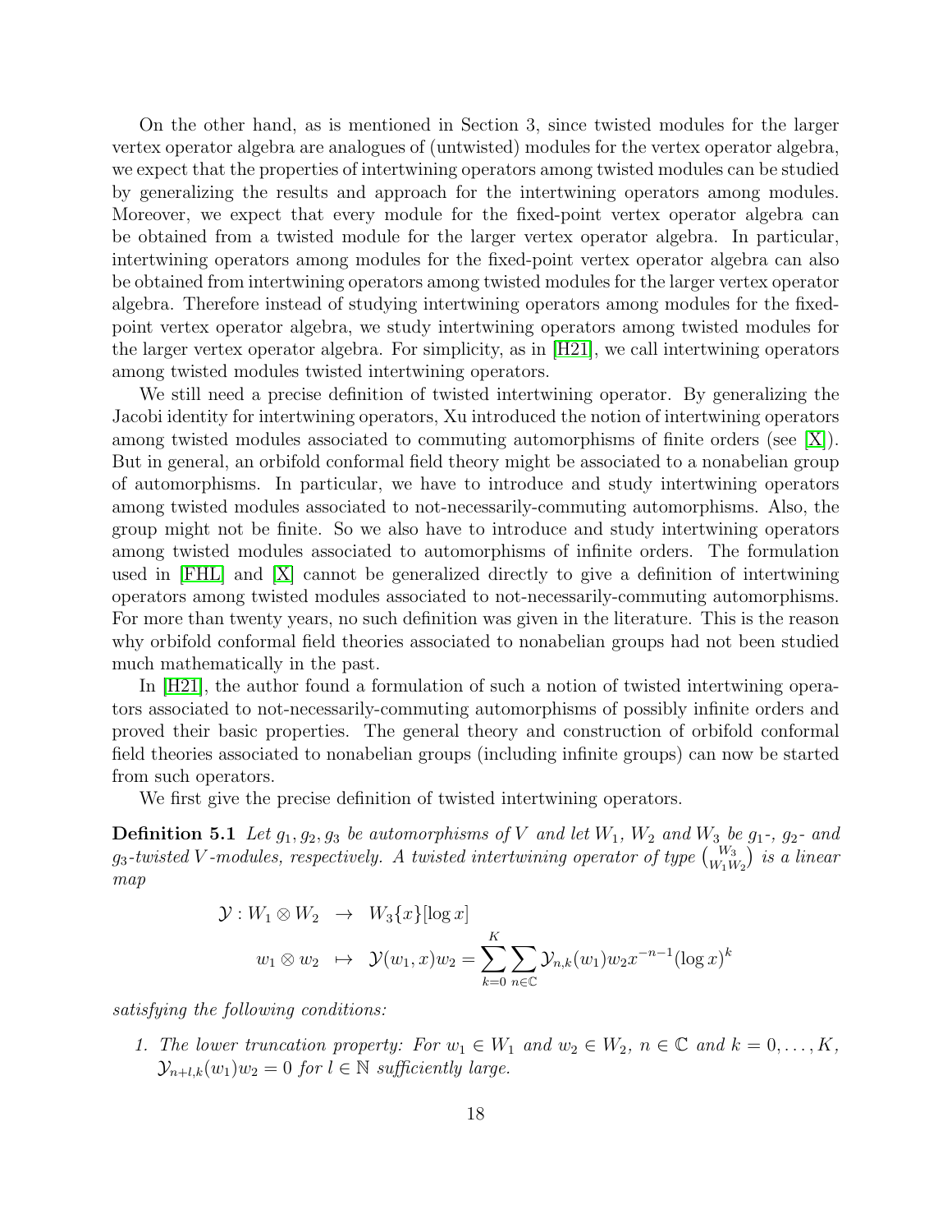On the other hand, as is mentioned in Section 3, since twisted modules for the larger vertex operator algebra are analogues of (untwisted) modules for the vertex operator algebra, we expect that the properties of intertwining operators among twisted modules can be studied by generalizing the results and approach for the intertwining operators among modules. Moreover, we expect that every module for the fixed-point vertex operator algebra can be obtained from a twisted module for the larger vertex operator algebra. In particular, intertwining operators among modules for the fixed-point vertex operator algebra can also be obtained from intertwining operators among twisted modules for the larger vertex operator algebra. Therefore instead of studying intertwining operators among modules for the fixed-point vertex operator algebra, we study intertwining operators among twisted modules for the larger vertex operator algebra. For simplicity, as in [H21], we call intertwining operators among twisted modules twisted intertwining operators.

We still need a precise definition of twisted intertwining operator. By generalizing the Jacobi identity for intertwining operators, Xu introduced the notion of intertwining operators among twisted modules associated to commuting automorphisms of finite orders (see [X]). But in general, an orbifold conformal field theory might be associated to a nonabelian group of automorphisms. In particular, we have to introduce and study intertwining operators among twisted modules associated to not-necessarily-commuting automorphisms. Also, the group might not be finite. So we also have to introduce and study intertwining operators among twisted modules associated to automorphisms of infinite orders. The formulation used in [FHL] and [X] cannot be generalized directly to give a definition of intertwining operators among twisted modules associated to not-necessarily-commuting automorphisms. For more than twenty years, no such definition was given in the literature. This is the reason why orbifold conformal field theories associated to nonabelian groups had not been studied much mathematically in the past.

In [H21], the author found a formulation of such a notion of twisted intertwining operators associated to not-necessarily-commuting automorphisms of possibly infinite orders and proved their basic properties. The general theory and construction of orbifold conformal field theories associated to nonabelian groups (including infinite groups) can now be started from such operators.

We first give the precise definition of twisted intertwining operators.

**Definition 5.1** *Let $g_1, g_2, g_3$ be automorphisms of $V$ and let $W_1$, $W_2$ and $W_3$ be $g_1$-, $g_2$- and $g_3$-twisted $V$-modules, respectively. A twisted intertwining operator of type $\binom{W_3}{W_1 W_2}$ is a linear map*

$$
\begin{aligned}
\mathcal{Y} : W_1 \otimes W_2 &\to W_3\{x\}[\log x] \\
w_1 \otimes w_2 &\mapsto \mathcal{Y}(w_1, x)w_2 = \sum_{k=0}^{K} \sum_{n \in \mathbb{C}} \mathcal{Y}_{n,k}(w_1)w_2 x^{-n-1}(\log x)^k
\end{aligned}
$$

*satisfying the following conditions:*

1. *The lower truncation property: For $w_1 \in W_1$ and $w_2 \in W_2$, $n \in \mathbb{C}$ and $k = 0, \ldots, K$, $\mathcal{Y}_{n+l,k}(w_1)w_2 = 0$ for $l \in \mathbb{N}$ sufficiently large.*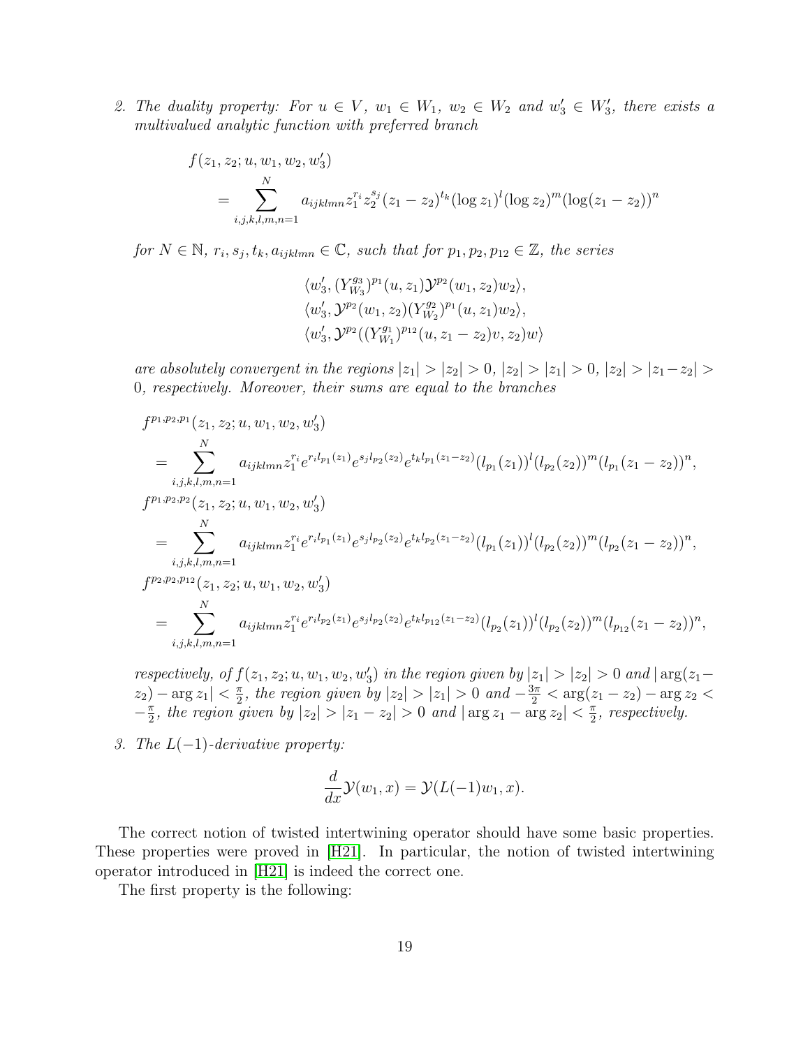2. *The duality property: For $u \in V$, $w_1 \in W_1$, $w_2 \in W_2$ and $w_3' \in W_3'$, there exists a multivalued analytic function with preferred branch*

$$
\begin{aligned}
&f(z_1, z_2; u, w_1, w_2, w_3') \\
&\quad = \sum_{i,j,k,l,m,n=1}^{N} a_{ijklmn} z_1^{r_i} z_2^{s_j} (z_1 - z_2)^{t_k} (\log z_1)^l (\log z_2)^m (\log(z_1 - z_2))^n
\end{aligned}
$$

*for $N \in \mathbb{N}$, $r_i, s_j, t_k, a_{ijklmn} \in \mathbb{C}$, such that for $p_1, p_2, p_{12} \in \mathbb{Z}$, the series*

$$
\begin{aligned}
&\langle w_3', (Y_{W_3}^{g_3})^{p_1}(u, z_1) \mathcal{Y}^{p_2}(w_1, z_2) w_2 \rangle, \\
&\langle w_3', \mathcal{Y}^{p_2}(w_1, z_2) (Y_{W_2}^{g_2})^{p_1}(u, z_1) w_2 \rangle, \\
&\langle w_3', \mathcal{Y}^{p_2}((Y_{W_1}^{g_1})^{p_{12}}(u, z_1 - z_2) v, z_2) w \rangle
\end{aligned}
$$

*are absolutely convergent in the regions $|z_1| > |z_2| > 0$, $|z_2| > |z_1| > 0$, $|z_2| > |z_1 - z_2| > 0$, respectively. Moreover, their sums are equal to the branches*

$$
\begin{aligned}
&f^{p_1, p_2, p_1}(z_1, z_2; u, w_1, w_2, w_3') \\
&\quad = \sum_{i,j,k,l,m,n=1}^{N} a_{ijklmn} z_1^{r_i} e^{r_i l_{p_1}(z_1)} e^{s_j l_{p_2}(z_2)} e^{t_k l_{p_1}(z_1 - z_2)} (l_{p_1}(z_1))^l (l_{p_2}(z_2))^m (l_{p_1}(z_1 - z_2))^n, \\
&f^{p_1, p_2, p_2}(z_1, z_2; u, w_1, w_2, w_3') \\
&\quad = \sum_{i,j,k,l,m,n=1}^{N} a_{ijklmn} z_1^{r_i} e^{r_i l_{p_1}(z_1)} e^{s_j l_{p_2}(z_2)} e^{t_k l_{p_2}(z_1 - z_2)} (l_{p_1}(z_1))^l (l_{p_2}(z_2))^m (l_{p_2}(z_1 - z_2))^n, \\
&f^{p_2, p_2, p_{12}}(z_1, z_2; u, w_1, w_2, w_3') \\
&\quad = \sum_{i,j,k,l,m,n=1}^{N} a_{ijklmn} z_1^{r_i} e^{r_i l_{p_2}(z_1)} e^{s_j l_{p_2}(z_2)} e^{t_k l_{p_{12}}(z_1 - z_2)} (l_{p_2}(z_1))^l (l_{p_2}(z_2))^m (l_{p_{12}}(z_1 - z_2))^n,
\end{aligned}
$$

*respectively, of $f(z_1, z_2; u, w_1, w_2, w_3')$ in the region given by $|z_1| > |z_2| > 0$ and $|\arg(z_1 - z_2) - \arg z_1| < \frac{\pi}{2}$, the region given by $|z_2| > |z_1| > 0$ and $-\frac{3\pi}{2} < \arg(z_1 - z_2) - \arg z_2 < -\frac{\pi}{2}$, the region given by $|z_2| > |z_1 - z_2| > 0$ and $|\arg z_1 - \arg z_2| < \frac{\pi}{2}$, respectively.*

3. *The $L(-1)$-derivative property:*

$$
\frac{d}{dx} \mathcal{Y}(w_1, x) = \mathcal{Y}(L(-1) w_1, x).
$$

The correct notion of twisted intertwining operator should have some basic properties. These properties were proved in [H21]. In particular, the notion of twisted intertwining operator introduced in [H21] is indeed the correct one.

The first property is the following: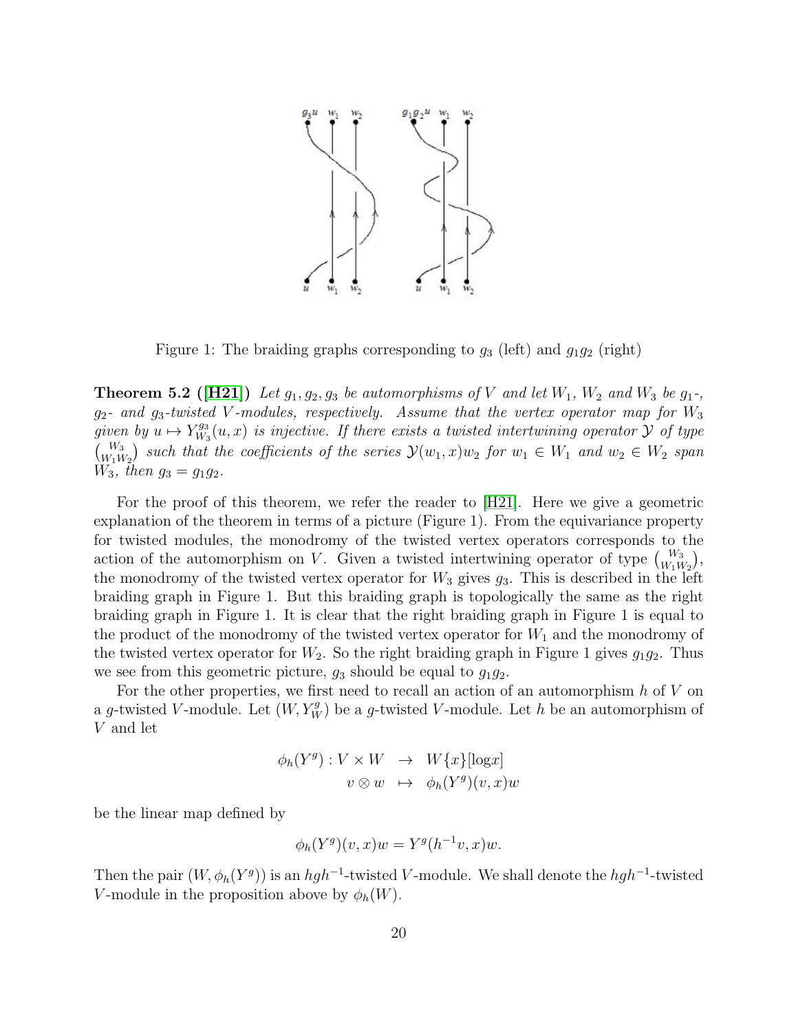Figure 1: The braiding graphs corresponding to $g_3$ (left) and $g_1g_2$ (right)

**Theorem 5.2 ([H21])** *Let $g_1, g_2, g_3$ be automorphisms of $V$ and let $W_1$, $W_2$ and $W_3$ be $g_1$-, $g_2$- and $g_3$-twisted $V$-modules, respectively. Assume that the vertex operator map for $W_3$ given by $u \mapsto Y_{W_3}^{g_3}(u, x)$ is injective. If there exists a twisted intertwining operator $\mathcal{Y}$ of type $\binom{W_3}{W_1W_2}$ such that the coefficients of the series $\mathcal{Y}(w_1, x)w_2$ for $w_1 \in W_1$ and $w_2 \in W_2$ span $W_3$, then $g_3 = g_1g_2$.*

For the proof of this theorem, we refer the reader to [H21]. Here we give a geometric explanation of the theorem in terms of a picture (Figure 1). From the equivariance property for twisted modules, the monodromy of the twisted vertex operators corresponds to the action of the automorphism on $V$. Given a twisted intertwining operator of type $\binom{W_3}{W_1W_2}$, the monodromy of the twisted vertex operator for $W_3$ gives $g_3$. This is described in the left braiding graph in Figure 1. But this braiding graph is topologically the same as the right braiding graph in Figure 1. It is clear that the right braiding graph in Figure 1 is equal to the product of the monodromy of the twisted vertex operator for $W_1$ and the monodromy of the twisted vertex operator for $W_2$. So the right braiding graph in Figure 1 gives $g_1g_2$. Thus we see from this geometric picture, $g_3$ should be equal to $g_1g_2$.

For the other properties, we first need to recall an action of an automorphism $h$ of $V$ on a $g$-twisted $V$-module. Let $(W, Y_W^g)$ be a $g$-twisted $V$-module. Let $h$ be an automorphism of $V$ and let

$$\begin{aligned} \phi_h(Y^g) : V \times W &\to W\{x\}[\log x] \\ v \otimes w &\mapsto \phi_h(Y^g)(v, x)w \end{aligned}$$

be the linear map defined by

$$\phi_h(Y^g)(v, x)w = Y^g(h^{-1}v, x)w.$$

Then the pair $(W, \phi_h(Y^g))$ is an $hgh^{-1}$-twisted $V$-module. We shall denote the $hgh^{-1}$-twisted $V$-module in the proposition above by $\phi_h(W)$.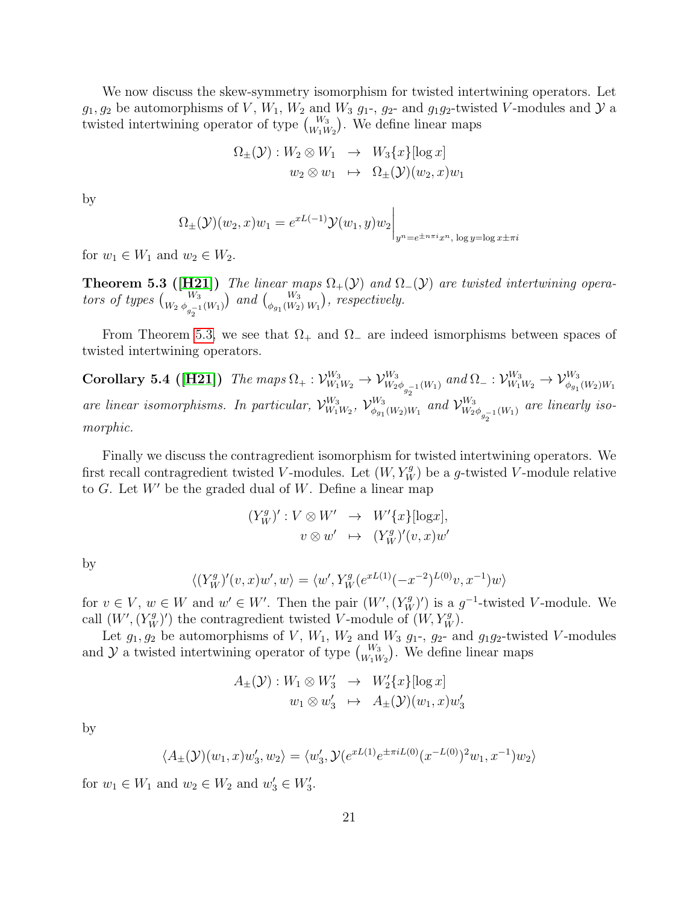We now discuss the skew-symmetry isomorphism for twisted intertwining operators. Let $g_1, g_2$ be automorphisms of $V$, $W_1$, $W_2$ and $W_3$ $g_1$-, $g_2$- and $g_1g_2$-twisted $V$-modules and $\mathcal{Y}$ a twisted intertwining operator of type $\binom{W_3}{W_1W_2}$. We define linear maps

$$\begin{aligned}\Omega_\pm(\mathcal{Y}) : W_2 \otimes W_1 &\to W_3\{x\}[\log x]\\ w_2 \otimes w_1 &\mapsto \Omega_\pm(\mathcal{Y})(w_2, x)w_1\end{aligned}$$

by

$$\Omega_\pm(\mathcal{Y})(w_2, x)w_1 = e^{xL(-1)}\mathcal{Y}(w_1, y)w_2\Big|_{y^n = e^{\pm n\pi i}x^n,\ \log y = \log x \pm \pi i}$$

for $w_1 \in W_1$ and $w_2 \in W_2$.

**Theorem 5.3 ([H21])** *The linear maps $\Omega_+(\mathcal{Y})$ and $\Omega_-(\mathcal{Y})$ are twisted intertwining operators of types $\binom{W_3}{W_2\ \phi_{g_2^{-1}}(W_1)}$ and $\binom{W_3}{\phi_{g_1}(W_2)\ W_1}$, respectively.*

From Theorem 5.3, we see that $\Omega_+$ and $\Omega_-$ are indeed ismorphisms between spaces of twisted intertwining operators.

**Corollary 5.4 ([H21])** *The maps $\Omega_+ : \mathcal{V}_{W_1W_2}^{W_3} \to \mathcal{V}_{W_2\phi_{g_2^{-1}}(W_1)}^{W_3}$ and $\Omega_- : \mathcal{V}_{W_1W_2}^{W_3} \to \mathcal{V}_{\phi_{g_1}(W_2)W_1}^{W_3}$ are linear isomorphisms. In particular, $\mathcal{V}_{W_1W_2}^{W_3}$, $\mathcal{V}_{\phi_{g_1}(W_2)W_1}^{W_3}$ and $\mathcal{V}_{W_2\phi_{g_2^{-1}}(W_1)}^{W_3}$ are linearly isomorphic.*

Finally we discuss the contragredient isomorphism for twisted intertwining operators. We first recall contragredient twisted $V$-modules. Let $(W, Y_W^g)$ be a $g$-twisted $V$-module relative to $G$. Let $W'$ be the graded dual of $W$. Define a linear map

$$\begin{aligned}(Y_W^g)' : V \otimes W' &\to W'\{x\}[\log x],\\ v \otimes w' &\mapsto (Y_W^g)'(v, x)w'\end{aligned}$$

by

$$\langle (Y_W^g)'(v, x)w', w\rangle = \langle w', Y_W^g(e^{xL(1)}(-x^{-2})^{L(0)}v, x^{-1})w\rangle$$

for $v \in V$, $w \in W$ and $w' \in W'$. Then the pair $(W', (Y_W^g)')$ is a $g^{-1}$-twisted $V$-module. We call $(W', (Y_W^g)')$ the contragredient twisted $V$-module of $(W, Y_W^g)$.

Let $g_1, g_2$ be automorphisms of $V$, $W_1$, $W_2$ and $W_3$ $g_1$-, $g_2$- and $g_1g_2$-twisted $V$-modules and $\mathcal{Y}$ a twisted intertwining operator of type $\binom{W_3}{W_1W_2}$. We define linear maps

$$\begin{aligned}A_\pm(\mathcal{Y}) : W_1 \otimes W_3' &\to W_2'\{x\}[\log x]\\ w_1 \otimes w_3' &\mapsto A_\pm(\mathcal{Y})(w_1, x)w_3'\end{aligned}$$

by

$$\langle A_\pm(\mathcal{Y})(w_1, x)w_3', w_2\rangle = \langle w_3', \mathcal{Y}(e^{xL(1)}e^{\pm\pi i L(0)}(x^{-L(0)})^2 w_1, x^{-1})w_2\rangle$$

for $w_1 \in W_1$ and $w_2 \in W_2$ and $w_3' \in W_3'$.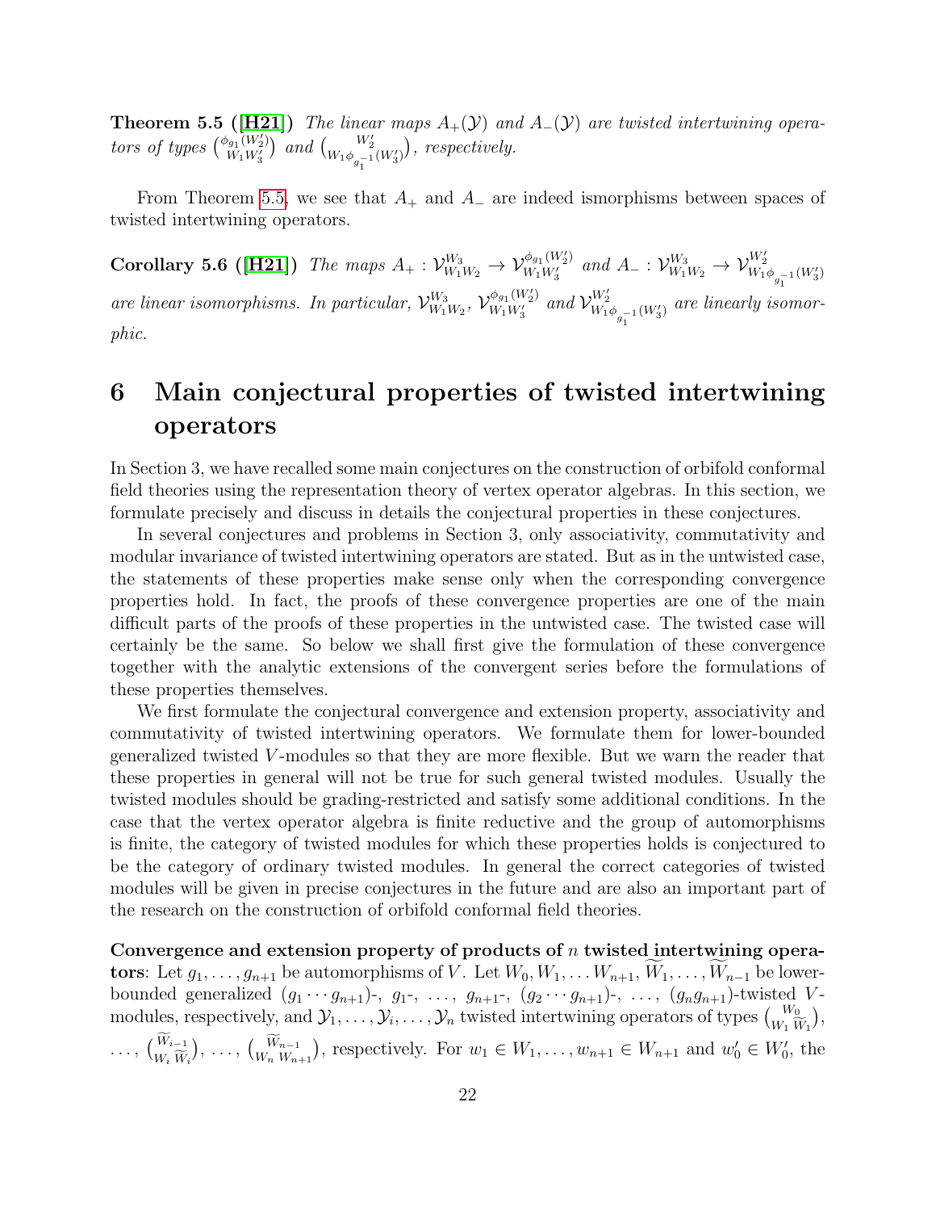**Theorem 5.5 ([H21])** *The linear maps $A_+(\mathcal{Y})$ and $A_-(\mathcal{Y})$ are twisted intertwining operators of types $\binom{\phi_{g_1}(W_2')}{W_1 W_3'}$ and $\binom{W_2'}{W_1 \phi_{g_1^{-1}}(W_3')}$, respectively.*

From Theorem 5.5, we see that $A_+$ and $A_-$ are indeed ismorphisms between spaces of twisted intertwining operators.

**Corollary 5.6 ([H21])** *The maps $A_+ : \mathcal{V}_{W_1 W_2}^{W_3} \to \mathcal{V}_{W_1 W_3'}^{\phi_{g_1}(W_2')}$ and $A_- : \mathcal{V}_{W_1 W_2}^{W_3} \to \mathcal{V}_{W_1 \phi_{g_1^{-1}}(W_3')}^{W_2'}$ are linear isomorphisms. In particular, $\mathcal{V}_{W_1 W_2}^{W_3}$, $\mathcal{V}_{W_1 W_3'}^{\phi_{g_1}(W_2')}$ and $\mathcal{V}_{W_1 \phi_{g_1^{-1}}(W_3')}^{W_2'}$ are linearly isomorphic.*

# 6 Main conjectural properties of twisted intertwining operators

In Section 3, we have recalled some main conjectures on the construction of orbifold conformal field theories using the representation theory of vertex operator algebras. In this section, we formulate precisely and discuss in details the conjectural properties in these conjectures.

In several conjectures and problems in Section 3, only associativity, commutativity and modular invariance of twisted intertwining operators are stated. But as in the untwisted case, the statements of these properties make sense only when the corresponding convergence properties hold. In fact, the proofs of these convergence properties are one of the main difficult parts of the proofs of these properties in the untwisted case. The twisted case will certainly be the same. So below we shall first give the formulation of these convergence together with the analytic extensions of the convergent series before the formulations of these properties themselves.

We first formulate the conjectural convergence and extension property, associativity and commutativity of twisted intertwining operators. We formulate them for lower-bounded generalized twisted $V$-modules so that they are more flexible. But we warn the reader that these properties in general will not be true for such general twisted modules. Usually the twisted modules should be grading-restricted and satisfy some additional conditions. In the case that the vertex operator algebra is finite reductive and the group of automorphisms is finite, the category of twisted modules for which these properties holds is conjectured to be the category of ordinary twisted modules. In general the correct categories of twisted modules will be given in precise conjectures in the future and are also an important part of the research on the construction of orbifold conformal field theories.

**Convergence and extension property of products of $n$ twisted intertwining operators**: Let $g_1, \dots, g_{n+1}$ be automorphisms of $V$. Let $W_0, W_1, \dots W_{n+1}, \widetilde{W}_1, \dots, \widetilde{W}_{n-1}$ be lower-bounded generalized $(g_1 \cdots g_{n+1})$-, $g_1$-, $\dots$, $g_{n+1}$-, $(g_2 \cdots g_{n+1})$-, $\dots$, $(g_n g_{n+1})$-twisted $V$-modules, respectively, and $\mathcal{Y}_1, \dots, \mathcal{Y}_i, \dots, \mathcal{Y}_n$ twisted intertwining operators of types $\binom{W_0}{W_1 \widetilde{W}_1}$, $\dots$, $\binom{\widetilde{W}_{i-1}}{W_i \widetilde{W}_i}$, $\dots$, $\binom{\widetilde{W}_{n-1}}{W_n W_{n+1}}$, respectively. For $w_1 \in W_1, \dots, w_{n+1} \in W_{n+1}$ and $w_0' \in W_0'$, the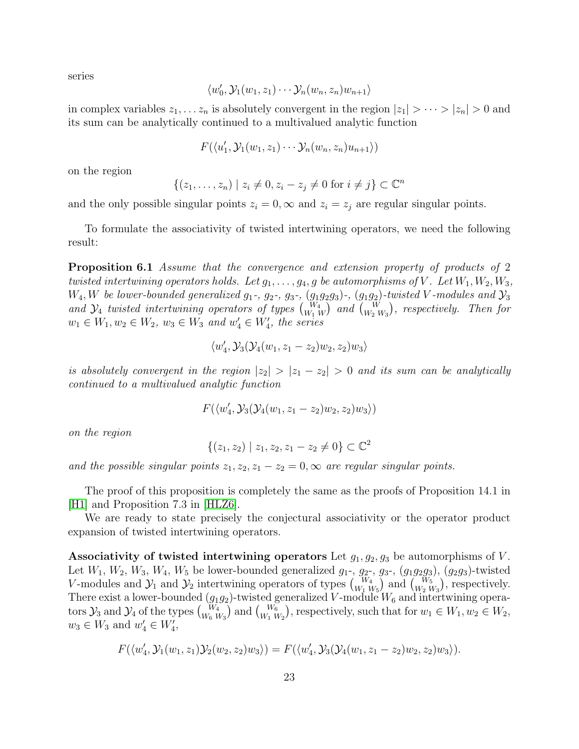series

$$\langle w_0', \mathcal{Y}_1(w_1, z_1) \cdots \mathcal{Y}_n(w_n, z_n) w_{n+1} \rangle$$

in complex variables $z_1, \dots z_n$ is absolutely convergent in the region $|z_1| > \cdots > |z_n| > 0$ and its sum can be analytically continued to a multivalued analytic function

$$F(\langle u_1', \mathcal{Y}_1(w_1, z_1) \cdots \mathcal{Y}_n(w_n, z_n) u_{n+1} \rangle)$$

on the region

$$\{(z_1, \dots, z_n) \mid z_i \neq 0, z_i - z_j \neq 0 \text{ for } i \neq j\} \subset \mathbb{C}^n$$

and the only possible singular points $z_i = 0, \infty$ and $z_i = z_j$ are regular singular points.

To formulate the associativity of twisted intertwining operators, we need the following result:

**Proposition 6.1** *Assume that the convergence and extension property of products of 2 twisted intertwining operators holds. Let $g_1, \dots, g_4, g$ be automorphisms of $V$. Let $W_1, W_2, W_3, W_4, W$ be lower-bounded generalized $g_1$-, $g_2$-, $g_3$-, $(g_1g_2g_3)$-, $(g_1g_2)$-twisted $V$-modules and $\mathcal{Y}_3$ and $\mathcal{Y}_4$ twisted intertwining operators of types $\binom{W_4}{W_1\, W}$ and $\binom{W}{W_2\, W_3}$, respectively. Then for $w_1 \in W_1, w_2 \in W_2$, $w_3 \in W_3$ and $w_4' \in W_4'$, the series*

$$\langle w_4', \mathcal{Y}_3(\mathcal{Y}_4(w_1, z_1 - z_2) w_2, z_2) w_3 \rangle$$

*is absolutely convergent in the region $|z_2| > |z_1 - z_2| > 0$ and its sum can be analytically continued to a multivalued analytic function*

$$F(\langle w_4', \mathcal{Y}_3(\mathcal{Y}_4(w_1, z_1 - z_2) w_2, z_2) w_3 \rangle)$$

*on the region*

$$\{(z_1, z_2) \mid z_1, z_2, z_1 - z_2 \neq 0\} \subset \mathbb{C}^2$$

*and the possible singular points $z_1, z_2, z_1 - z_2 = 0, \infty$ are regular singular points.*

The proof of this proposition is completely the same as the proofs of Proposition 14.1 in [H1] and Proposition 7.3 in [HLZ6].

We are ready to state precisely the conjectural associativity or the operator product expansion of twisted intertwining operators.

**Associativity of twisted intertwining operators** Let $g_1, g_2, g_3$ be automorphisms of $V$. Let $W_1$, $W_2$, $W_3$, $W_4$, $W_5$ be lower-bounded generalized $g_1$-, $g_2$-, $g_3$-, $(g_1g_2g_3)$, $(g_2g_3)$-twisted $V$-modules and $\mathcal{Y}_1$ and $\mathcal{Y}_2$ intertwining operators of types $\binom{W_4}{W_1\, W_5}$ and $\binom{W_5}{W_2\, W_3}$, respectively. There exist a lower-bounded $(g_1g_2)$-twisted generalized $V$-module $W_6$ and intertwining operators $\mathcal{Y}_3$ and $\mathcal{Y}_4$ of the types $\binom{W_4}{W_6\, W_3}$ and $\binom{W_6}{W_1\, W_2}$, respectively, such that for $w_1 \in W_1, w_2 \in W_2$, $w_3 \in W_3$ and $w_4' \in W_4'$,

$$F(\langle w_4', \mathcal{Y}_1(w_1, z_1) \mathcal{Y}_2(w_2, z_2) w_3 \rangle) = F(\langle w_4', \mathcal{Y}_3(\mathcal{Y}_4(w_1, z_1 - z_2) w_2, z_2) w_3 \rangle).$$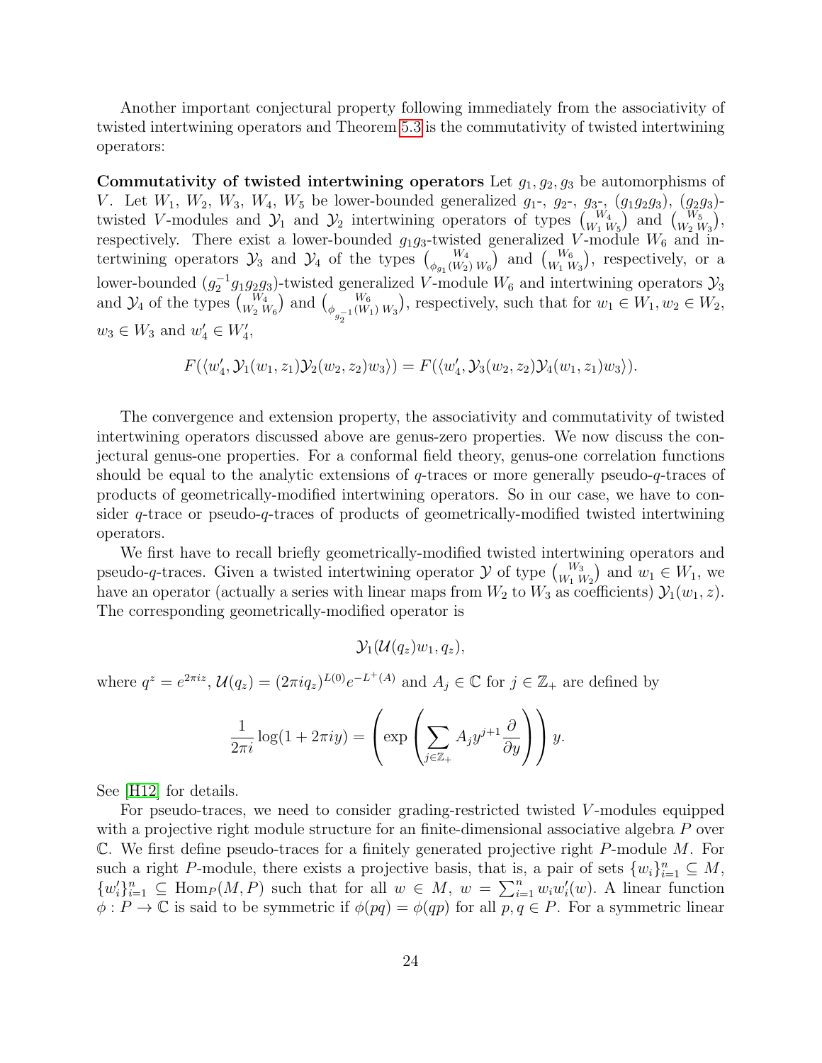Another important conjectural property following immediately from the associativity of twisted intertwining operators and Theorem 5.3 is the commutativity of twisted intertwining operators:

**Commutativity of twisted intertwining operators** Let $g_1, g_2, g_3$ be automorphisms of $V$. Let $W_1$, $W_2$, $W_3$, $W_4$, $W_5$ be lower-bounded generalized $g_1$-, $g_2$-, $g_3$-, $(g_1g_2g_3)$, $(g_2g_3)$-twisted $V$-modules and $\mathcal{Y}_1$ and $\mathcal{Y}_2$ intertwining operators of types $\binom{W_4}{W_1\, W_5}$ and $\binom{W_5}{W_2\, W_3}$, respectively. There exist a lower-bounded $g_1g_3$-twisted generalized $V$-module $W_6$ and intertwining operators $\mathcal{Y}_3$ and $\mathcal{Y}_4$ of the types $\binom{W_4}{\phi_{g_1}(W_2)\, W_6}$ and $\binom{W_6}{W_1\, W_3}$, respectively, or a lower-bounded $(g_2^{-1}g_1g_2g_3)$-twisted generalized $V$-module $W_6$ and intertwining operators $\mathcal{Y}_3$ and $\mathcal{Y}_4$ of the types $\binom{W_4}{W_2\, W_6}$ and $\binom{W_6}{\phi_{g_2^{-1}}(W_1)\, W_3}$, respectively, such that for $w_1 \in W_1, w_2 \in W_2$, $w_3 \in W_3$ and $w_4' \in W_4'$,

$$F(\langle w_4', \mathcal{Y}_1(w_1, z_1)\mathcal{Y}_2(w_2, z_2)w_3\rangle) = F(\langle w_4', \mathcal{Y}_3(w_2, z_2)\mathcal{Y}_4(w_1, z_1)w_3\rangle).$$

The convergence and extension property, the associativity and commutativity of twisted intertwining operators discussed above are genus-zero properties. We now discuss the conjectural genus-one properties. For a conformal field theory, genus-one correlation functions should be equal to the analytic extensions of $q$-traces or more generally pseudo-$q$-traces of products of geometrically-modified intertwining operators. So in our case, we have to consider $q$-trace or pseudo-$q$-traces of products of geometrically-modified twisted intertwining operators.

We first have to recall briefly geometrically-modified twisted intertwining operators and pseudo-$q$-traces. Given a twisted intertwining operator $\mathcal{Y}$ of type $\binom{W_3}{W_1\, W_2}$ and $w_1 \in W_1$, we have an operator (actually a series with linear maps from $W_2$ to $W_3$ as coefficients) $\mathcal{Y}_1(w_1, z)$. The corresponding geometrically-modified operator is

$$\mathcal{Y}_1(\mathcal{U}(q_z)w_1, q_z),$$

where $q^z = e^{2\pi i z}$, $\mathcal{U}(q_z) = (2\pi i q_z)^{L(0)}e^{-L^+(A)}$ and $A_j \in \mathbb{C}$ for $j \in \mathbb{Z}_+$ are defined by

$$\frac{1}{2\pi i}\log(1 + 2\pi i y) = \left(\exp\left(\sum_{j\in\mathbb{Z}_+} A_j y^{j+1}\frac{\partial}{\partial y}\right)\right) y.$$

See [H12] for details.

For pseudo-traces, we need to consider grading-restricted twisted $V$-modules equipped with a projective right module structure for an finite-dimensional associative algebra $P$ over $\mathbb{C}$. We first define pseudo-traces for a finitely generated projective right $P$-module $M$. For such a right $P$-module, there exists a projective basis, that is, a pair of sets $\{w_i\}_{i=1}^n \subseteq M$, $\{w_i'\}_{i=1}^n \subseteq \mathrm{Hom}_P(M, P)$ such that for all $w \in M$, $w = \sum_{i=1}^n w_i w_i'(w)$. A linear function $\phi : P \to \mathbb{C}$ is said to be symmetric if $\phi(pq) = \phi(qp)$ for all $p, q \in P$. For a symmetric linear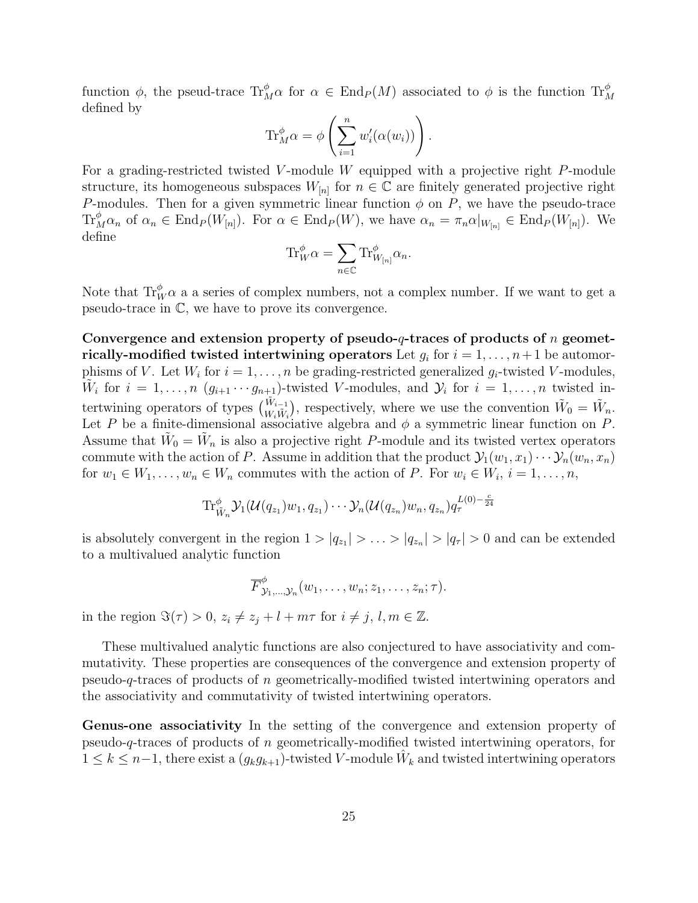function $\phi$, the pseud-trace $\mathrm{Tr}_M^{\phi}\alpha$ for $\alpha \in \mathrm{End}_P(M)$ associated to $\phi$ is the function $\mathrm{Tr}_M^{\phi}$ defined by

$$\mathrm{Tr}_M^{\phi}\alpha = \phi\left(\sum_{i=1}^{n} w_i'(\alpha(w_i))\right).$$

For a grading-restricted twisted $V$-module $W$ equipped with a projective right $P$-module structure, its homogeneous subspaces $W_{[n]}$ for $n \in \mathbb{C}$ are finitely generated projective right $P$-modules. Then for a given symmetric linear function $\phi$ on $P$, we have the pseudo-trace $\mathrm{Tr}_M^{\phi}\alpha_n$ of $\alpha_n \in \mathrm{End}_P(W_{[n]})$. For $\alpha \in \mathrm{End}_P(W)$, we have $\alpha_n = \pi_n \alpha|_{W_{[n]}} \in \mathrm{End}_P(W_{[n]})$. We define

$$\mathrm{Tr}_W^{\phi}\alpha = \sum_{n \in \mathbb{C}} \mathrm{Tr}_{W_{[n]}}^{\phi}\alpha_n.$$

Note that $\mathrm{Tr}_W^{\phi}\alpha$ a a series of complex numbers, not a complex number. If we want to get a pseudo-trace in $\mathbb{C}$, we have to prove its convergence.

**Convergence and extension property of pseudo-$q$-traces of products of $n$ geometrically-modified twisted intertwining operators** Let $g_i$ for $i = 1, \dots, n+1$ be automorphisms of $V$. Let $W_i$ for $i = 1, \dots, n$ be grading-restricted generalized $g_i$-twisted $V$-modules, $\tilde{W}_i$ for $i = 1, \dots, n$ $(g_{i+1} \cdots g_{n+1})$-twisted $V$-modules, and $\mathcal{Y}_i$ for $i = 1, \dots, n$ twisted intertwining operators of types $\binom{\tilde{W}_{i-1}}{W_i \tilde{W}_i}$, respectively, where we use the convention $\tilde{W}_0 = \tilde{W}_n$. Let $P$ be a finite-dimensional associative algebra and $\phi$ a symmetric linear function on $P$. Assume that $\tilde{W}_0 = \tilde{W}_n$ is also a projective right $P$-module and its twisted vertex operators commute with the action of $P$. Assume in addition that the product $\mathcal{Y}_1(w_1, x_1) \cdots \mathcal{Y}_n(w_n, x_n)$ for $w_1 \in W_1, \dots, w_n \in W_n$ commutes with the action of $P$. For $w_i \in W_i$, $i = 1, \dots, n$,

$$\mathrm{Tr}_{\tilde{W}_n}^{\phi} \mathcal{Y}_1(\mathcal{U}(q_{z_1})w_1, q_{z_1}) \cdots \mathcal{Y}_n(\mathcal{U}(q_{z_n})w_n, q_{z_n}) q_\tau^{L(0)-\frac{c}{24}}$$

is absolutely convergent in the region $1 > |q_{z_1}| > \dots > |q_{z_n}| > |q_\tau| > 0$ and can be extended to a multivalued analytic function

$$\overline{F}^{\phi}_{\mathcal{Y}_1,\dots,\mathcal{Y}_n}(w_1, \dots, w_n; z_1, \dots, z_n; \tau).$$

in the region $\Im(\tau) > 0$, $z_i \neq z_j + l + m\tau$ for $i \neq j$, $l, m \in \mathbb{Z}$.

These multivalued analytic functions are also conjectured to have associativity and commutativity. These properties are consequences of the convergence and extension property of pseudo-$q$-traces of products of $n$ geometrically-modified twisted intertwining operators and the associativity and commutativity of twisted intertwining operators.

**Genus-one associativity** In the setting of the convergence and extension property of pseudo-$q$-traces of products of $n$ geometrically-modified twisted intertwining operators, for $1 \leq k \leq n-1$, there exist a $(g_k g_{k+1})$-twisted $V$-module $\hat{W}_k$ and twisted intertwining operators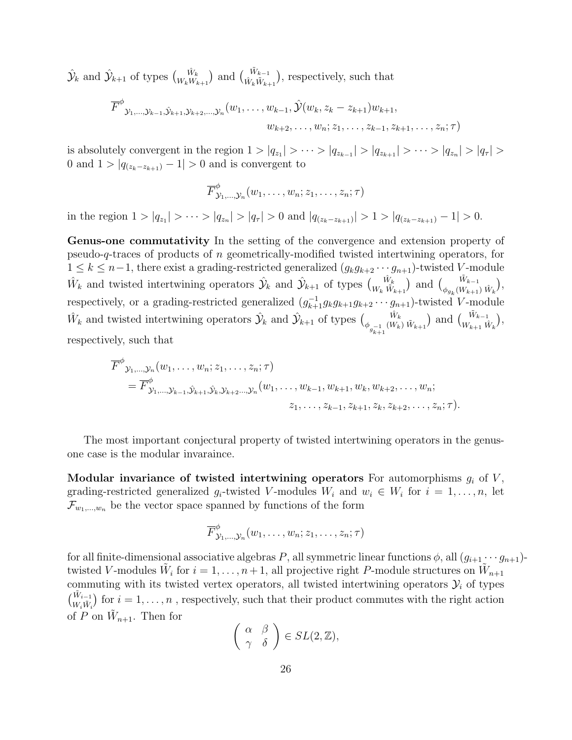$\hat{\mathcal{Y}}_k$ and $\hat{\mathcal{Y}}_{k+1}$ of types $\binom{\hat{W}_k}{W_k W_{k+1}}$ and $\binom{\tilde{W}_{k-1}}{\hat{W}_k \tilde{W}_{k+1}}$, respectively, such that

$$\overline{F}^{\phi}_{\mathcal{Y}_1,\dots,\mathcal{Y}_{k-1},\hat{\mathcal{Y}}_{k+1},\mathcal{Y}_{k+2},\dots,\mathcal{Y}_n}(w_1,\dots,w_{k-1},\hat{\mathcal{Y}}(w_k,z_k-z_{k+1})w_{k+1},\\ w_{k+2},\dots,w_n;z_1,\dots,z_{k-1},z_{k+1},\dots,z_n;\tau)$$

is absolutely convergent in the region $1>|q_{z_1}|>\cdots>|q_{z_{k-1}}|>|q_{z_{k+1}}|>\cdots>|q_{z_n}|>|q_\tau|>0$ and $1>|q_{(z_k-z_{k+1})}-1|>0$ and is convergent to

$$\overline{F}^{\phi}_{\mathcal{Y}_1,\dots,\mathcal{Y}_n}(w_1,\dots,w_n;z_1,\dots,z_n;\tau)$$

in the region $1>|q_{z_1}|>\cdots>|q_{z_n}|>|q_\tau|>0$ and $|q_{(z_k-z_{k+1})}|>1>|q_{(z_k-z_{k+1})}-1|>0$.

**Genus-one commutativity** In the setting of the convergence and extension property of pseudo-$q$-traces of products of $n$ geometrically-modified twisted intertwining operators, for $1\le k\le n-1$, there exist a grading-restricted generalized $(g_kg_{k+2}\cdots g_{n+1})$-twisted $V$-module $\hat{W}_k$ and twisted intertwining operators $\hat{\mathcal{Y}}_k$ and $\hat{\mathcal{Y}}_{k+1}$ of types $\binom{\hat{W}_k}{W_k\ \tilde{W}_{k+1}}$ and $\binom{\tilde{W}_{k-1}}{\phi_{g_k}(W_{k+1})\ \hat{W}_k}$, respectively, or a grading-restricted generalized $(g_{k+1}^{-1}g_kg_{k+1}g_{k+2}\cdots g_{n+1})$-twisted $V$-module $\hat{W}_k$ and twisted intertwining operators $\hat{\mathcal{Y}}_k$ and $\hat{\mathcal{Y}}_{k+1}$ of types $\binom{\hat{W}_k}{\phi_{g_{k+1}^{-1}}(W_k)\ \tilde{W}_{k+1}}$ and $\binom{\tilde{W}_{k-1}}{W_{k+1}\ \hat{W}_k}$, respectively, such that

$$\begin{aligned}\overline{F}^{\phi}_{\mathcal{Y}_1,\dots,\mathcal{Y}_n}&(w_1,\dots,w_n;z_1,\dots,z_n;\tau)\\ &=\overline{F}^{\phi}_{\mathcal{Y}_1,\dots,\mathcal{Y}_{k-1},\hat{\mathcal{Y}}_{k+1},\hat{\mathcal{Y}}_k,\mathcal{Y}_{k+2}\dots,\mathcal{Y}_n}(w_1,\dots,w_{k-1},w_{k+1},w_k,w_{k+2},\dots,w_n;\\ &\qquad\qquad z_1,\dots,z_{k-1},z_{k+1},z_k,z_{k+2},\dots,z_n;\tau).\end{aligned}$$

The most important conjectural property of twisted intertwining operators in the genus-one case is the modular invaraince.

**Modular invariance of twisted intertwining operators** For automorphisms $g_i$ of $V$, grading-restricted generalized $g_i$-twisted $V$-modules $W_i$ and $w_i\in W_i$ for $i=1,\dots,n$, let $\mathcal{F}_{w_1,\dots,w_n}$ be the vector space spanned by functions of the form

$$\overline{F}^{\phi}_{\mathcal{Y}_1,\dots,\mathcal{Y}_n}(w_1,\dots,w_n;z_1,\dots,z_n;\tau)$$

for all finite-dimensional associative algebras $P$, all symmetric linear functions $\phi$, all $(g_{i+1}\cdots g_{n+1})$-twisted $V$-modules $\tilde{W}_i$ for $i=1,\dots,n+1$, all projective right $P$-module structures on $\tilde{W}_{n+1}$ commuting with its twisted vertex operators, all twisted intertwining operators $\mathcal{Y}_i$ of types $\binom{\tilde{W}_{i-1}}{W_i\tilde{W}_i}$ for $i=1,\dots,n$ , respectively, such that their product commutes with the right action of $P$ on $\tilde{W}_{n+1}$. Then for

$$\left(\begin{array}{cc}\alpha & \beta\\ \gamma & \delta\end{array}\right)\in SL(2,\mathbb{Z}),$$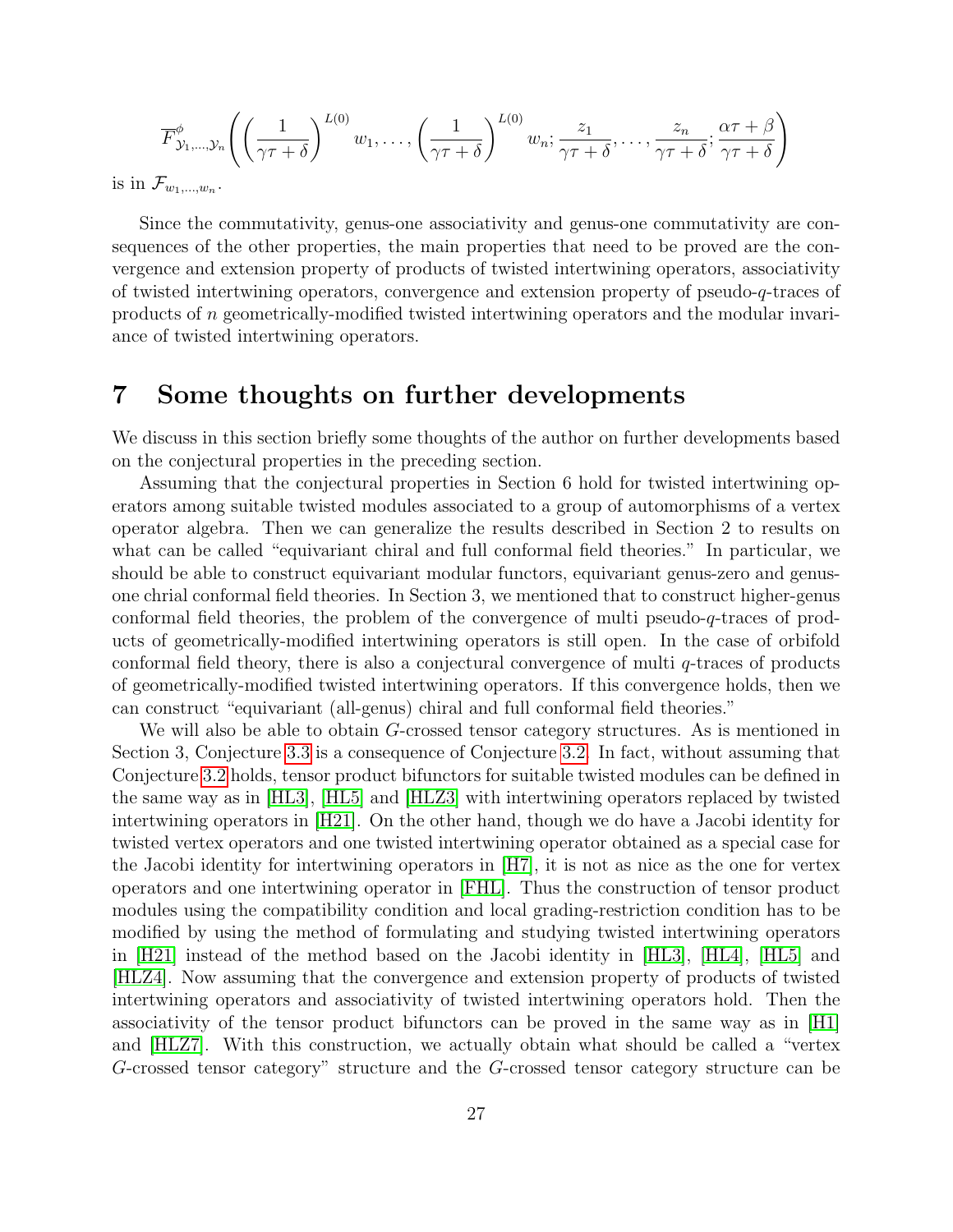$$\overline{F}^{\phi}_{\mathcal{Y}_1,\dots,\mathcal{Y}_n}\left(\left(\frac{1}{\gamma\tau+\delta}\right)^{L(0)}w_1,\dots,\left(\frac{1}{\gamma\tau+\delta}\right)^{L(0)}w_n;\frac{z_1}{\gamma\tau+\delta},\dots,\frac{z_n}{\gamma\tau+\delta};\frac{\alpha\tau+\beta}{\gamma\tau+\delta}\right)$$

is in $\mathcal{F}_{w_1,\dots,w_n}$.

Since the commutativity, genus-one associativity and genus-one commutativity are consequences of the other properties, the main properties that need to be proved are the convergence and extension property of products of twisted intertwining operators, associativity of twisted intertwining operators, convergence and extension property of pseudo-$q$-traces of products of $n$ geometrically-modified twisted intertwining operators and the modular invariance of twisted intertwining operators.

# 7 Some thoughts on further developments

We discuss in this section briefly some thoughts of the author on further developments based on the conjectural properties in the preceding section.

Assuming that the conjectural properties in Section 6 hold for twisted intertwining operators among suitable twisted modules associated to a group of automorphisms of a vertex operator algebra. Then we can generalize the results described in Section 2 to results on what can be called "equivariant chiral and full conformal field theories." In particular, we should be able to construct equivariant modular functors, equivariant genus-zero and genus-one chrial conformal field theories. In Section 3, we mentioned that to construct higher-genus conformal field theories, the problem of the convergence of multi pseudo-$q$-traces of products of geometrically-modified intertwining operators is still open. In the case of orbifold conformal field theory, there is also a conjectural convergence of multi $q$-traces of products of geometrically-modified twisted intertwining operators. If this convergence holds, then we can construct "equivariant (all-genus) chiral and full conformal field theories."

We will also be able to obtain $G$-crossed tensor category structures. As is mentioned in Section 3, Conjecture 3.3 is a consequence of Conjecture 3.2. In fact, without assuming that Conjecture 3.2 holds, tensor product bifunctors for suitable twisted modules can be defined in the same way as in [HL3], [HL5] and [HLZ3] with intertwining operators replaced by twisted intertwining operators in [H21]. On the other hand, though we do have a Jacobi identity for twisted vertex operators and one twisted intertwining operator obtained as a special case for the Jacobi identity for intertwining operators in [H7], it is not as nice as the one for vertex operators and one intertwining operator in [FHL]. Thus the construction of tensor product modules using the compatibility condition and local grading-restriction condition has to be modified by using the method of formulating and studying twisted intertwining operators in [H21] instead of the method based on the Jacobi identity in [HL3], [HL4], [HL5] and [HLZ4]. Now assuming that the convergence and extension property of products of twisted intertwining operators and associativity of twisted intertwining operators hold. Then the associativity of the tensor product bifunctors can be proved in the same way as in [H1] and [HLZ7]. With this construction, we actually obtain what should be called a "vertex $G$-crossed tensor category" structure and the $G$-crossed tensor category structure can be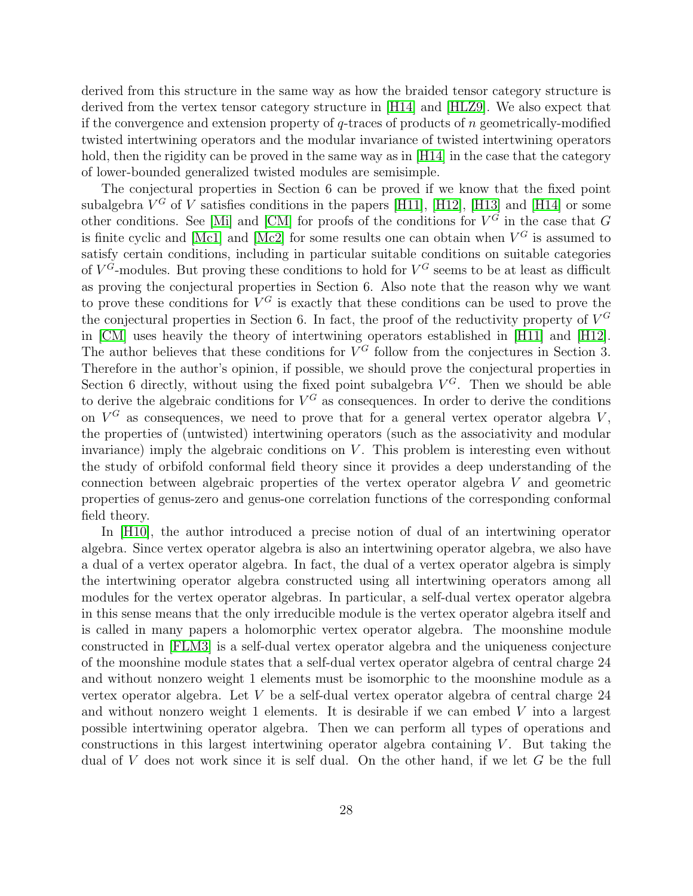derived from this structure in the same way as how the braided tensor category structure is derived from the vertex tensor category structure in [H14] and [HLZ9]. We also expect that if the convergence and extension property of $q$-traces of products of $n$ geometrically-modified twisted intertwining operators and the modular invariance of twisted intertwining operators hold, then the rigidity can be proved in the same way as in [H14] in the case that the category of lower-bounded generalized twisted modules are semisimple.

The conjectural properties in Section 6 can be proved if we know that the fixed point subalgebra $V^G$ of $V$ satisfies conditions in the papers [H11], [H12], [H13] and [H14] or some other conditions. See [Mi] and [CM] for proofs of the conditions for $V^G$ in the case that $G$ is finite cyclic and [Mc1] and [Mc2] for some results one can obtain when $V^G$ is assumed to satisfy certain conditions, including in particular suitable conditions on suitable categories of $V^G$-modules. But proving these conditions to hold for $V^G$ seems to be at least as difficult as proving the conjectural properties in Section 6. Also note that the reason why we want to prove these conditions for $V^G$ is exactly that these conditions can be used to prove the the conjectural properties in Section 6. In fact, the proof of the reductivity property of $V^G$ in [CM] uses heavily the theory of intertwining operators established in [H11] and [H12]. The author believes that these conditions for $V^G$ follow from the conjectures in Section 3. Therefore in the author's opinion, if possible, we should prove the conjectural properties in Section 6 directly, without using the fixed point subalgebra $V^G$. Then we should be able to derive the algebraic conditions for $V^G$ as consequences. In order to derive the conditions on $V^G$ as consequences, we need to prove that for a general vertex operator algebra $V$, the properties of (untwisted) intertwining operators (such as the associativity and modular invariance) imply the algebraic conditions on $V$. This problem is interesting even without the study of orbifold conformal field theory since it provides a deep understanding of the connection between algebraic properties of the vertex operator algebra $V$ and geometric properties of genus-zero and genus-one correlation functions of the corresponding conformal field theory.

In [H10], the author introduced a precise notion of dual of an intertwining operator algebra. Since vertex operator algebra is also an intertwining operator algebra, we also have a dual of a vertex operator algebra. In fact, the dual of a vertex operator algebra is simply the intertwining operator algebra constructed using all intertwining operators among all modules for the vertex operator algebras. In particular, a self-dual vertex operator algebra in this sense means that the only irreducible module is the vertex operator algebra itself and is called in many papers a holomorphic vertex operator algebra. The moonshine module constructed in [FLM3] is a self-dual vertex operator algebra and the uniqueness conjecture of the moonshine module states that a self-dual vertex operator algebra of central charge 24 and without nonzero weight 1 elements must be isomorphic to the moonshine module as a vertex operator algebra. Let $V$ be a self-dual vertex operator algebra of central charge 24 and without nonzero weight 1 elements. It is desirable if we can embed $V$ into a largest possible intertwining operator algebra. Then we can perform all types of operations and constructions in this largest intertwining operator algebra containing $V$. But taking the dual of $V$ does not work since it is self dual. On the other hand, if we let $G$ be the full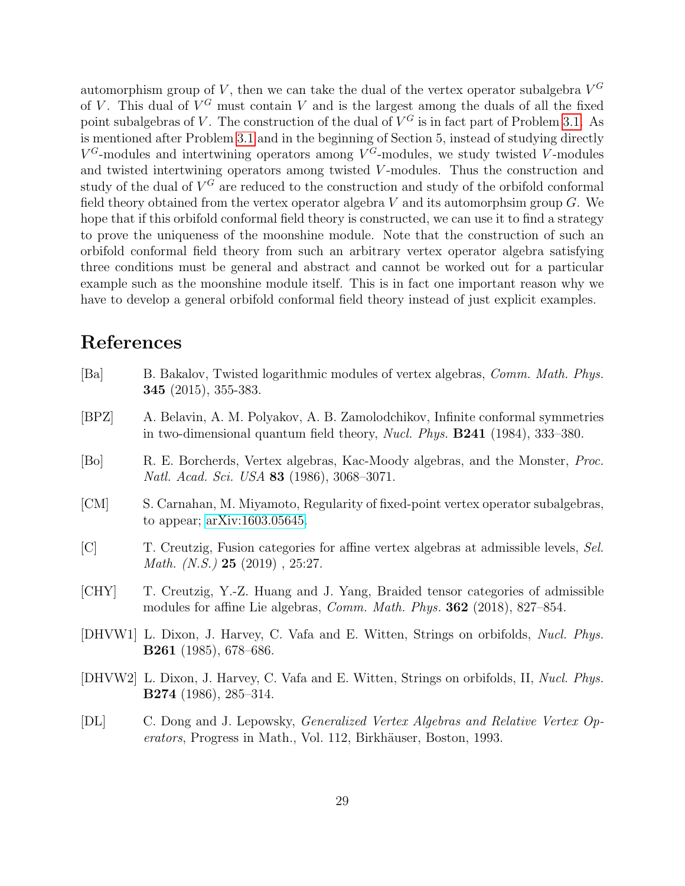automorphism group of $V$, then we can take the dual of the vertex operator subalgebra $V^G$ of $V$. This dual of $V^G$ must contain $V$ and is the largest among the duals of all the fixed point subalgebras of $V$. The construction of the dual of $V^G$ is in fact part of Problem 3.1. As is mentioned after Problem 3.1 and in the beginning of Section 5, instead of studying directly $V^G$-modules and intertwining operators among $V^G$-modules, we study twisted $V$-modules and twisted intertwining operators among twisted $V$-modules. Thus the construction and study of the dual of $V^G$ are reduced to the construction and study of the orbifold conformal field theory obtained from the vertex operator algebra $V$ and its automorphsim group $G$. We hope that if this orbifold conformal field theory is constructed, we can use it to find a strategy to prove the uniqueness of the moonshine module. Note that the construction of such an orbifold conformal field theory from such an arbitrary vertex operator algebra satisfying three conditions must be general and abstract and cannot be worked out for a particular example such as the moonshine module itself. This is in fact one important reason why we have to develop a general orbifold conformal field theory instead of just explicit examples.

# References

[Ba] B. Bakalov, Twisted logarithmic modules of vertex algebras, *Comm. Math. Phys.* **345** (2015), 355-383.

[BPZ] A. Belavin, A. M. Polyakov, A. B. Zamolodchikov, Infinite conformal symmetries in two-dimensional quantum field theory, *Nucl. Phys.* **B241** (1984), 333–380.

[Bo] R. E. Borcherds, Vertex algebras, Kac-Moody algebras, and the Monster, *Proc. Natl. Acad. Sci. USA* **83** (1986), 3068–3071.

[CM] S. Carnahan, M. Miyamoto, Regularity of fixed-point vertex operator subalgebras, to appear; arXiv:1603.05645.

[C] T. Creutzig, Fusion categories for affine vertex algebras at admissible levels, *Sel. Math. (N.S.)* **25** (2019) , 25:27.

[CHY] T. Creutzig, Y.-Z. Huang and J. Yang, Braided tensor categories of admissible modules for affine Lie algebras, *Comm. Math. Phys.* **362** (2018), 827–854.

[DHVW1] L. Dixon, J. Harvey, C. Vafa and E. Witten, Strings on orbifolds, *Nucl. Phys.* **B261** (1985), 678–686.

[DHVW2] L. Dixon, J. Harvey, C. Vafa and E. Witten, Strings on orbifolds, II, *Nucl. Phys.* **B274** (1986), 285–314.

[DL] C. Dong and J. Lepowsky, *Generalized Vertex Algebras and Relative Vertex Operators*, Progress in Math., Vol. 112, Birkhäuser, Boston, 1993.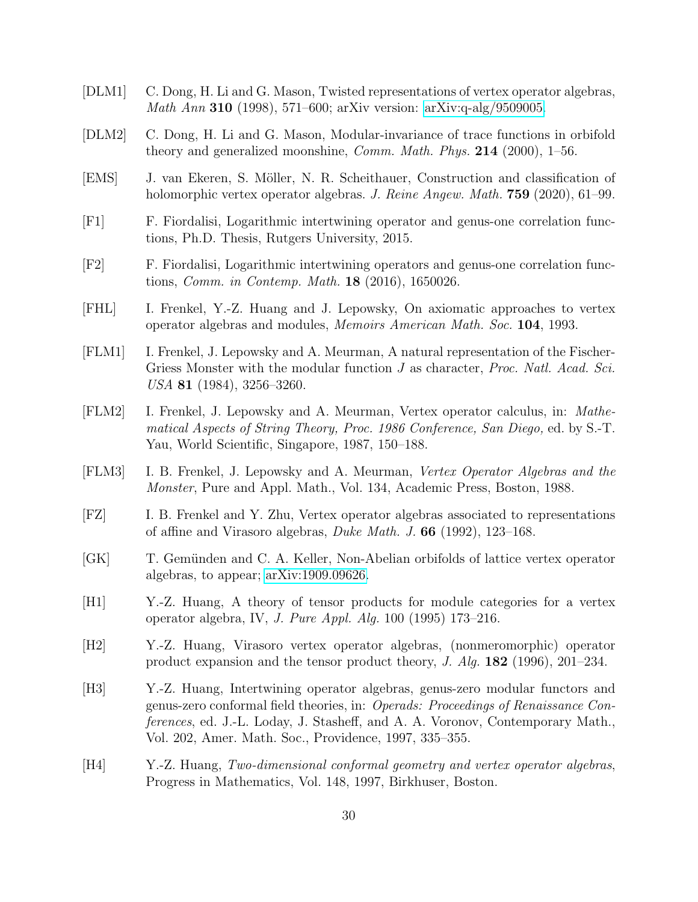[DLM1] C. Dong, H. Li and G. Mason, Twisted representations of vertex operator algebras, *Math Ann* **310** (1998), 571–600; arXiv version: arXiv:q-alg/9509005.

[DLM2] C. Dong, H. Li and G. Mason, Modular-invariance of trace functions in orbifold theory and generalized moonshine, *Comm. Math. Phys.* **214** (2000), 1–56.

[EMS] J. van Ekeren, S. Möller, N. R. Scheithauer, Construction and classification of holomorphic vertex operator algebras. *J. Reine Angew. Math.* **759** (2020), 61–99.

[F1] F. Fiordalisi, Logarithmic intertwining operator and genus-one correlation functions, Ph.D. Thesis, Rutgers University, 2015.

[F2] F. Fiordalisi, Logarithmic intertwining operators and genus-one correlation functions, *Comm. in Contemp. Math.* **18** (2016), 1650026.

[FHL] I. Frenkel, Y.-Z. Huang and J. Lepowsky, On axiomatic approaches to vertex operator algebras and modules, *Memoirs American Math. Soc.* **104**, 1993.

[FLM1] I. Frenkel, J. Lepowsky and A. Meurman, A natural representation of the Fischer-Griess Monster with the modular function $J$ as character, *Proc. Natl. Acad. Sci. USA* **81** (1984), 3256–3260.

[FLM2] I. Frenkel, J. Lepowsky and A. Meurman, Vertex operator calculus, in: *Mathematical Aspects of String Theory, Proc. 1986 Conference, San Diego,* ed. by S.-T. Yau, World Scientific, Singapore, 1987, 150–188.

[FLM3] I. B. Frenkel, J. Lepowsky and A. Meurman, *Vertex Operator Algebras and the Monster*, Pure and Appl. Math., Vol. 134, Academic Press, Boston, 1988.

[FZ] I. B. Frenkel and Y. Zhu, Vertex operator algebras associated to representations of affine and Virasoro algebras, *Duke Math. J.* **66** (1992), 123–168.

[GK] T. Gemünden and C. A. Keller, Non-Abelian orbifolds of lattice vertex operator algebras, to appear; arXiv:1909.09626.

[H1] Y.-Z. Huang, A theory of tensor products for module categories for a vertex operator algebra, IV, *J. Pure Appl. Alg.* 100 (1995) 173–216.

[H2] Y.-Z. Huang, Virasoro vertex operator algebras, (nonmeromorphic) operator product expansion and the tensor product theory, *J. Alg.* **182** (1996), 201–234.

[H3] Y.-Z. Huang, Intertwining operator algebras, genus-zero modular functors and genus-zero conformal field theories, in: *Operads: Proceedings of Renaissance Conferences*, ed. J.-L. Loday, J. Stasheff, and A. A. Voronov, Contemporary Math., Vol. 202, Amer. Math. Soc., Providence, 1997, 335–355.

[H4] Y.-Z. Huang, *Two-dimensional conformal geometry and vertex operator algebras*, Progress in Mathematics, Vol. 148, 1997, Birkhuser, Boston.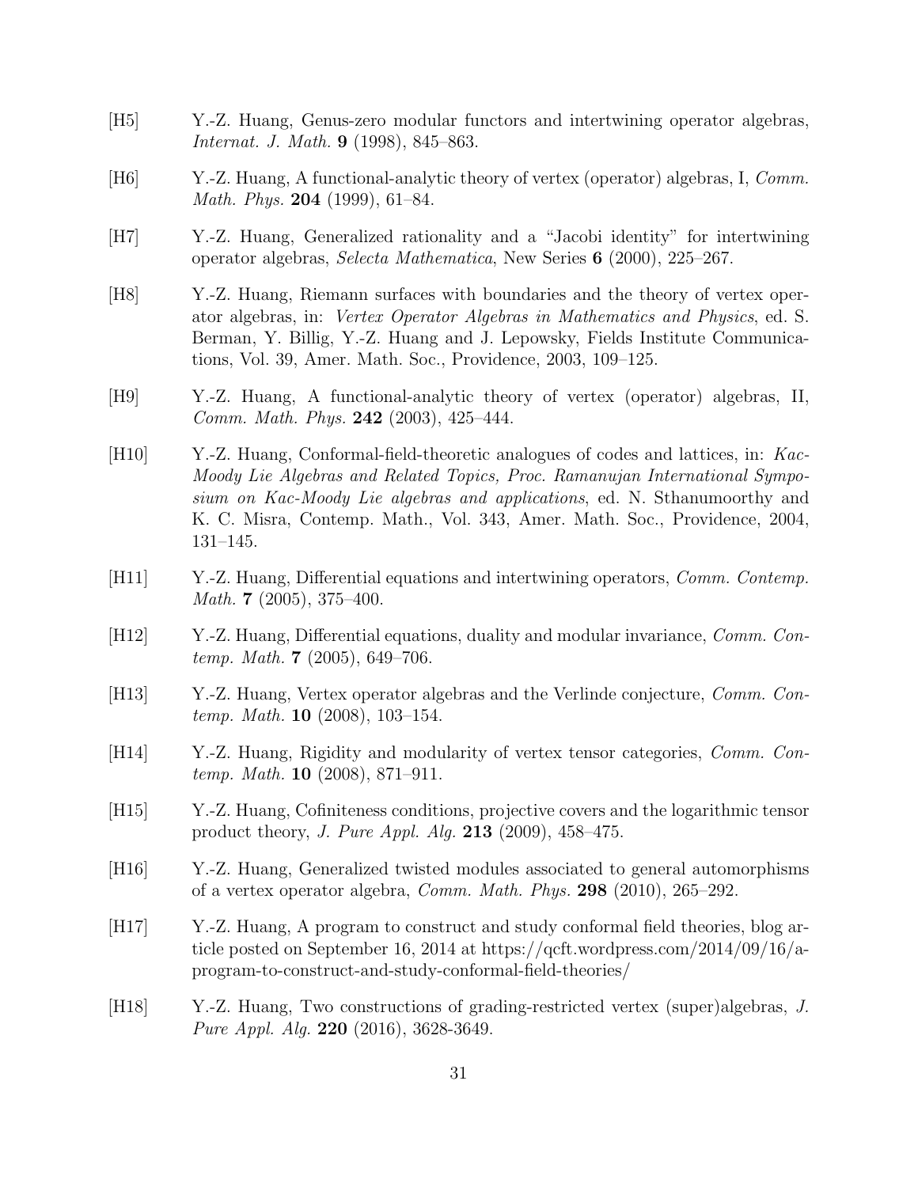[H5] Y.-Z. Huang, Genus-zero modular functors and intertwining operator algebras, *Internat. J. Math.* **9** (1998), 845–863.

[H6] Y.-Z. Huang, A functional-analytic theory of vertex (operator) algebras, I, *Comm. Math. Phys.* **204** (1999), 61–84.

[H7] Y.-Z. Huang, Generalized rationality and a "Jacobi identity" for intertwining operator algebras, *Selecta Mathematica*, New Series **6** (2000), 225–267.

[H8] Y.-Z. Huang, Riemann surfaces with boundaries and the theory of vertex operator algebras, in: *Vertex Operator Algebras in Mathematics and Physics*, ed. S. Berman, Y. Billig, Y.-Z. Huang and J. Lepowsky, Fields Institute Communications, Vol. 39, Amer. Math. Soc., Providence, 2003, 109–125.

[H9] Y.-Z. Huang, A functional-analytic theory of vertex (operator) algebras, II, *Comm. Math. Phys.* **242** (2003), 425–444.

[H10] Y.-Z. Huang, Conformal-field-theoretic analogues of codes and lattices, in: *Kac-Moody Lie Algebras and Related Topics, Proc. Ramanujan International Symposium on Kac-Moody Lie algebras and applications*, ed. N. Sthanumoorthy and K. C. Misra, Contemp. Math., Vol. 343, Amer. Math. Soc., Providence, 2004, 131–145.

[H11] Y.-Z. Huang, Differential equations and intertwining operators, *Comm. Contemp. Math.* **7** (2005), 375–400.

[H12] Y.-Z. Huang, Differential equations, duality and modular invariance, *Comm. Contemp. Math.* **7** (2005), 649–706.

[H13] Y.-Z. Huang, Vertex operator algebras and the Verlinde conjecture, *Comm. Contemp. Math.* **10** (2008), 103–154.

[H14] Y.-Z. Huang, Rigidity and modularity of vertex tensor categories, *Comm. Contemp. Math.* **10** (2008), 871–911.

[H15] Y.-Z. Huang, Cofiniteness conditions, projective covers and the logarithmic tensor product theory, *J. Pure Appl. Alg.* **213** (2009), 458–475.

[H16] Y.-Z. Huang, Generalized twisted modules associated to general automorphisms of a vertex operator algebra, *Comm. Math. Phys.* **298** (2010), 265–292.

[H17] Y.-Z. Huang, A program to construct and study conformal field theories, blog article posted on September 16, 2014 at https://qcft.wordpress.com/2014/09/16/a-program-to-construct-and-study-conformal-field-theories/

[H18] Y.-Z. Huang, Two constructions of grading-restricted vertex (super)algebras, *J. Pure Appl. Alg.* **220** (2016), 3628-3649.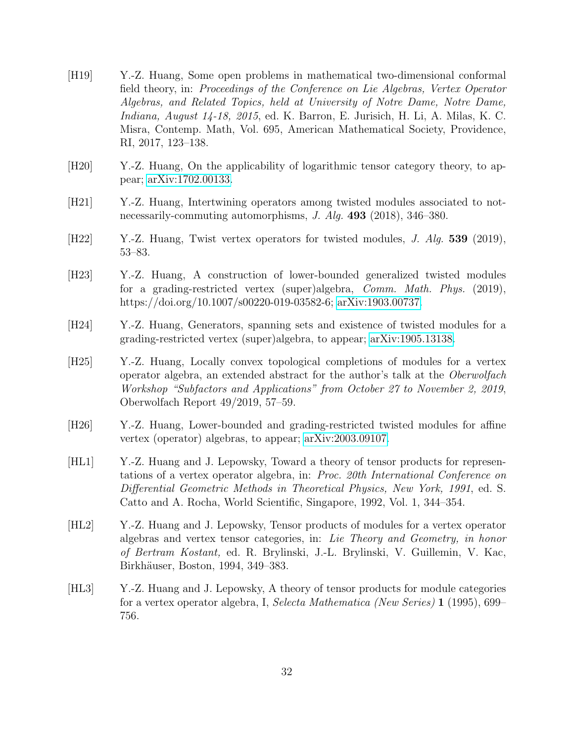[H19] Y.-Z. Huang, Some open problems in mathematical two-dimensional conformal field theory, in: *Proceedings of the Conference on Lie Algebras, Vertex Operator Algebras, and Related Topics, held at University of Notre Dame, Notre Dame, Indiana, August 14-18, 2015*, ed. K. Barron, E. Jurisich, H. Li, A. Milas, K. C. Misra, Contemp. Math, Vol. 695, American Mathematical Society, Providence, RI, 2017, 123–138.

[H20] Y.-Z. Huang, On the applicability of logarithmic tensor category theory, to appear; arXiv:1702.00133.

[H21] Y.-Z. Huang, Intertwining operators among twisted modules associated to not-necessarily-commuting automorphisms, *J. Alg.* **493** (2018), 346–380.

[H22] Y.-Z. Huang, Twist vertex operators for twisted modules, *J. Alg.* **539** (2019), 53–83.

[H23] Y.-Z. Huang, A construction of lower-bounded generalized twisted modules for a grading-restricted vertex (super)algebra, *Comm. Math. Phys.* (2019), https://doi.org/10.1007/s00220-019-03582-6; arXiv:1903.00737.

[H24] Y.-Z. Huang, Generators, spanning sets and existence of twisted modules for a grading-restricted vertex (super)algebra, to appear; arXiv:1905.13138.

[H25] Y.-Z. Huang, Locally convex topological completions of modules for a vertex operator algebra, an extended abstract for the author's talk at the *Oberwolfach Workshop "Subfactors and Applications" from October 27 to November 2, 2019*, Oberwolfach Report 49/2019, 57–59.

[H26] Y.-Z. Huang, Lower-bounded and grading-restricted twisted modules for affine vertex (operator) algebras, to appear; arXiv:2003.09107.

[HL1] Y.-Z. Huang and J. Lepowsky, Toward a theory of tensor products for representations of a vertex operator algebra, in: *Proc. 20th International Conference on Differential Geometric Methods in Theoretical Physics, New York, 1991*, ed. S. Catto and A. Rocha, World Scientific, Singapore, 1992, Vol. 1, 344–354.

[HL2] Y.-Z. Huang and J. Lepowsky, Tensor products of modules for a vertex operator algebras and vertex tensor categories, in: *Lie Theory and Geometry, in honor of Bertram Kostant,* ed. R. Brylinski, J.-L. Brylinski, V. Guillemin, V. Kac, Birkhäuser, Boston, 1994, 349–383.

[HL3] Y.-Z. Huang and J. Lepowsky, A theory of tensor products for module categories for a vertex operator algebra, I, *Selecta Mathematica (New Series)* **1** (1995), 699–756.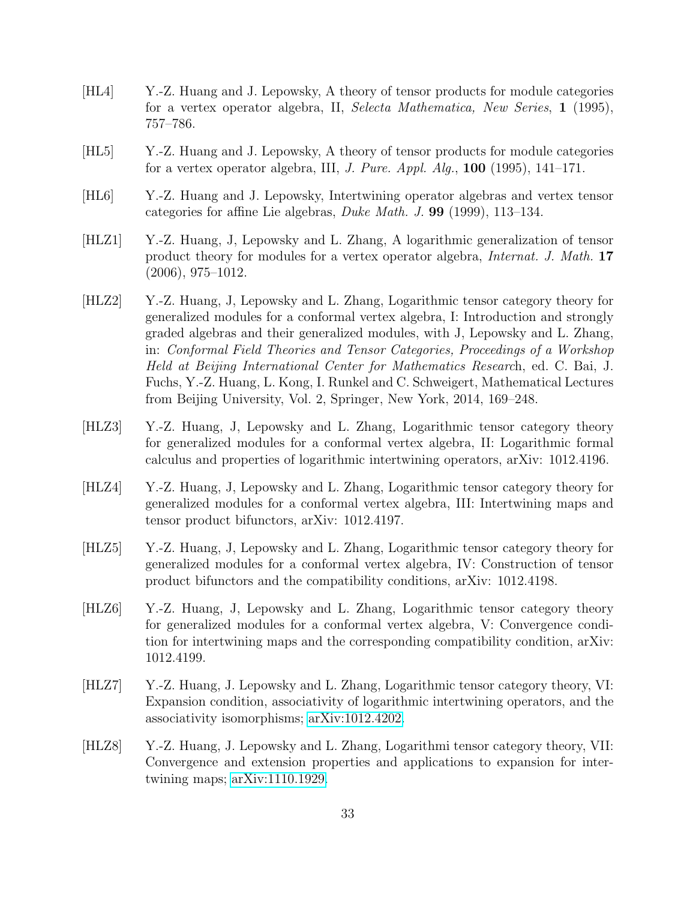[HL4] Y.-Z. Huang and J. Lepowsky, A theory of tensor products for module categories for a vertex operator algebra, II, *Selecta Mathematica, New Series*, **1** (1995), 757–786.

[HL5] Y.-Z. Huang and J. Lepowsky, A theory of tensor products for module categories for a vertex operator algebra, III, *J. Pure. Appl. Alg.*, **100** (1995), 141–171.

[HL6] Y.-Z. Huang and J. Lepowsky, Intertwining operator algebras and vertex tensor categories for affine Lie algebras, *Duke Math. J.* **99** (1999), 113–134.

[HLZ1] Y.-Z. Huang, J, Lepowsky and L. Zhang, A logarithmic generalization of tensor product theory for modules for a vertex operator algebra, *Internat. J. Math.* **17** (2006), 975–1012.

[HLZ2] Y.-Z. Huang, J, Lepowsky and L. Zhang, Logarithmic tensor category theory for generalized modules for a conformal vertex algebra, I: Introduction and strongly graded algebras and their generalized modules, with J, Lepowsky and L. Zhang, in: *Conformal Field Theories and Tensor Categories, Proceedings of a Workshop Held at Beijing International Center for Mathematics Researc*h, ed. C. Bai, J. Fuchs, Y.-Z. Huang, L. Kong, I. Runkel and C. Schweigert, Mathematical Lectures from Beijing University, Vol. 2, Springer, New York, 2014, 169–248.

[HLZ3] Y.-Z. Huang, J, Lepowsky and L. Zhang, Logarithmic tensor category theory for generalized modules for a conformal vertex algebra, II: Logarithmic formal calculus and properties of logarithmic intertwining operators, arXiv: 1012.4196.

[HLZ4] Y.-Z. Huang, J, Lepowsky and L. Zhang, Logarithmic tensor category theory for generalized modules for a conformal vertex algebra, III: Intertwining maps and tensor product bifunctors, arXiv: 1012.4197.

[HLZ5] Y.-Z. Huang, J, Lepowsky and L. Zhang, Logarithmic tensor category theory for generalized modules for a conformal vertex algebra, IV: Construction of tensor product bifunctors and the compatibility conditions, arXiv: 1012.4198.

[HLZ6] Y.-Z. Huang, J, Lepowsky and L. Zhang, Logarithmic tensor category theory for generalized modules for a conformal vertex algebra, V: Convergence condition for intertwining maps and the corresponding compatibility condition, arXiv: 1012.4199.

[HLZ7] Y.-Z. Huang, J. Lepowsky and L. Zhang, Logarithmic tensor category theory, VI: Expansion condition, associativity of logarithmic intertwining operators, and the associativity isomorphisms; arXiv:1012.4202.

[HLZ8] Y.-Z. Huang, J. Lepowsky and L. Zhang, Logarithmi tensor category theory, VII: Convergence and extension properties and applications to expansion for intertwining maps; arXiv:1110.1929.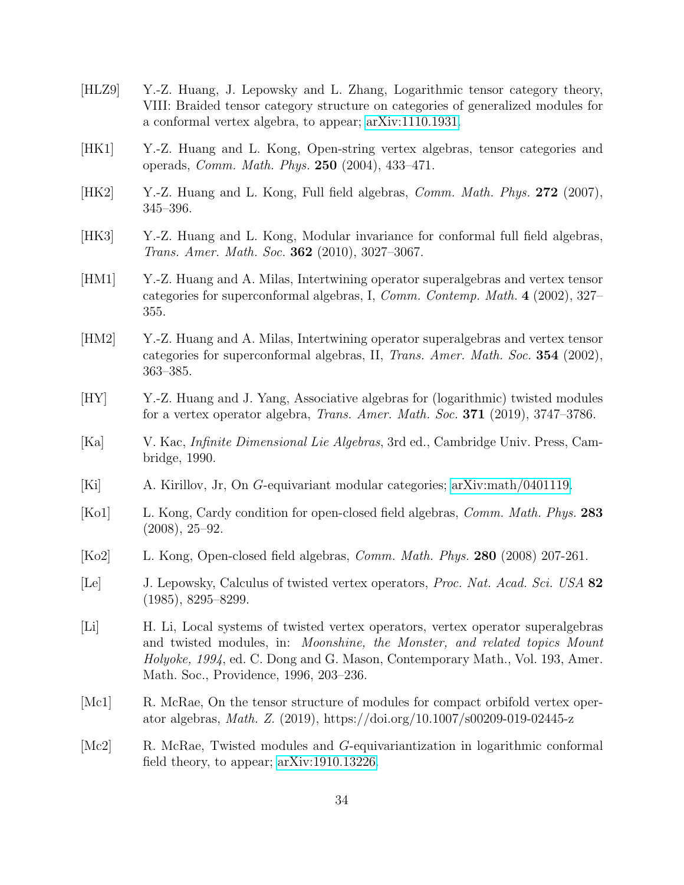[HLZ9] Y.-Z. Huang, J. Lepowsky and L. Zhang, Logarithmic tensor category theory, VIII: Braided tensor category structure on categories of generalized modules for a conformal vertex algebra, to appear; arXiv:1110.1931.

[HK1] Y.-Z. Huang and L. Kong, Open-string vertex algebras, tensor categories and operads, *Comm. Math. Phys.* **250** (2004), 433–471.

[HK2] Y.-Z. Huang and L. Kong, Full field algebras, *Comm. Math. Phys.* **272** (2007), 345–396.

[HK3] Y.-Z. Huang and L. Kong, Modular invariance for conformal full field algebras, *Trans. Amer. Math. Soc.* **362** (2010), 3027–3067.

[HM1] Y.-Z. Huang and A. Milas, Intertwining operator superalgebras and vertex tensor categories for superconformal algebras, I, *Comm. Contemp. Math.* **4** (2002), 327–355.

[HM2] Y.-Z. Huang and A. Milas, Intertwining operator superalgebras and vertex tensor categories for superconformal algebras, II, *Trans. Amer. Math. Soc.* **354** (2002), 363–385.

[HY] Y.-Z. Huang and J. Yang, Associative algebras for (logarithmic) twisted modules for a vertex operator algebra, *Trans. Amer. Math. Soc.* **371** (2019), 3747–3786.

[Ka] V. Kac, *Infinite Dimensional Lie Algebras*, 3rd ed., Cambridge Univ. Press, Cambridge, 1990.

[Ki] A. Kirillov, Jr, On $G$-equivariant modular categories; arXiv:math/0401119.

[Ko1] L. Kong, Cardy condition for open-closed field algebras, *Comm. Math. Phys.* **283** (2008), 25–92.

[Ko2] L. Kong, Open-closed field algebras, *Comm. Math. Phys.* **280** (2008) 207-261.

[Le] J. Lepowsky, Calculus of twisted vertex operators, *Proc. Nat. Acad. Sci. USA* **82** (1985), 8295–8299.

[Li] H. Li, Local systems of twisted vertex operators, vertex operator superalgebras and twisted modules, in: *Moonshine, the Monster, and related topics Mount Holyoke, 1994*, ed. C. Dong and G. Mason, Contemporary Math., Vol. 193, Amer. Math. Soc., Providence, 1996, 203–236.

[Mc1] R. McRae, On the tensor structure of modules for compact orbifold vertex operator algebras, *Math. Z.* (2019), https://doi.org/10.1007/s00209-019-02445-z

[Mc2] R. McRae, Twisted modules and $G$-equivariantization in logarithmic conformal field theory, to appear; arXiv:1910.13226.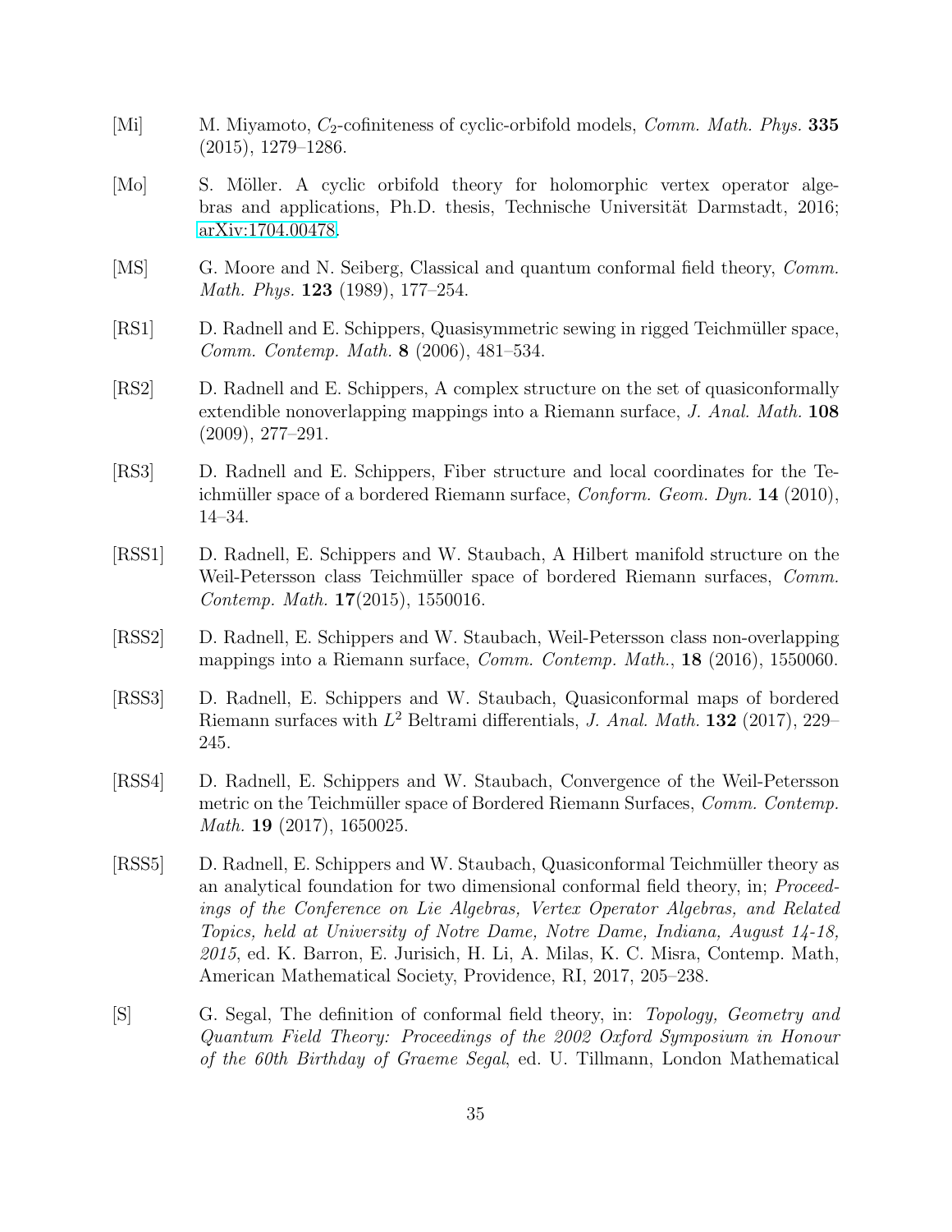[Mi] M. Miyamoto, $C_2$-cofiniteness of cyclic-orbifold models, *Comm. Math. Phys.* **335** (2015), 1279–1286.

[Mo] S. Möller. A cyclic orbifold theory for holomorphic vertex operator algebras and applications, Ph.D. thesis, Technische Universität Darmstadt, 2016; arXiv:1704.00478.

[MS] G. Moore and N. Seiberg, Classical and quantum conformal field theory, *Comm. Math. Phys.* **123** (1989), 177–254.

[RS1] D. Radnell and E. Schippers, Quasisymmetric sewing in rigged Teichmüller space, *Comm. Contemp. Math.* **8** (2006), 481–534.

[RS2] D. Radnell and E. Schippers, A complex structure on the set of quasiconformally extendible nonoverlapping mappings into a Riemann surface, *J. Anal. Math.* **108** (2009), 277–291.

[RS3] D. Radnell and E. Schippers, Fiber structure and local coordinates for the Teichmüller space of a bordered Riemann surface, *Conform. Geom. Dyn.* **14** (2010), 14–34.

[RSS1] D. Radnell, E. Schippers and W. Staubach, A Hilbert manifold structure on the Weil-Petersson class Teichmüller space of bordered Riemann surfaces, *Comm. Contemp. Math.* **17**(2015), 1550016.

[RSS2] D. Radnell, E. Schippers and W. Staubach, Weil-Petersson class non-overlapping mappings into a Riemann surface, *Comm. Contemp. Math.*, **18** (2016), 1550060.

[RSS3] D. Radnell, E. Schippers and W. Staubach, Quasiconformal maps of bordered Riemann surfaces with $L^2$ Beltrami differentials, *J. Anal. Math.* **132** (2017), 229–245.

[RSS4] D. Radnell, E. Schippers and W. Staubach, Convergence of the Weil-Petersson metric on the Teichmüller space of Bordered Riemann Surfaces, *Comm. Contemp. Math.* **19** (2017), 1650025.

[RSS5] D. Radnell, E. Schippers and W. Staubach, Quasiconformal Teichmüller theory as an analytical foundation for two dimensional conformal field theory, in; *Proceedings of the Conference on Lie Algebras, Vertex Operator Algebras, and Related Topics, held at University of Notre Dame, Notre Dame, Indiana, August 14-18, 2015*, ed. K. Barron, E. Jurisich, H. Li, A. Milas, K. C. Misra, Contemp. Math, American Mathematical Society, Providence, RI, 2017, 205–238.

[S] G. Segal, The definition of conformal field theory, in: *Topology, Geometry and Quantum Field Theory: Proceedings of the 2002 Oxford Symposium in Honour of the 60th Birthday of Graeme Segal*, ed. U. Tillmann, London Mathematical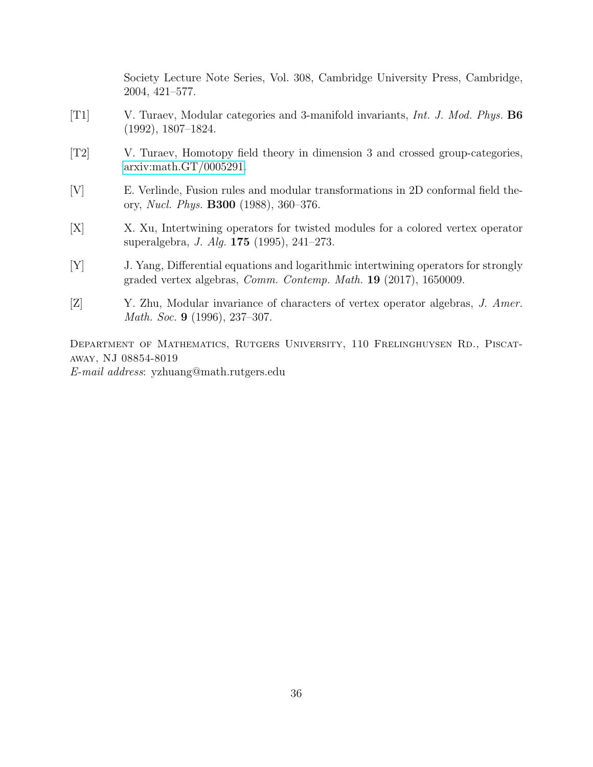Society Lecture Note Series, Vol. 308, Cambridge University Press, Cambridge, 2004, 421–577.

[T1] V. Turaev, Modular categories and 3-manifold invariants, *Int. J. Mod. Phys.* **B6** (1992), 1807–1824.

[T2] V. Turaev, Homotopy field theory in dimension 3 and crossed group-categories, arxiv:math.GT/0005291.

[V] E. Verlinde, Fusion rules and modular transformations in 2D conformal field theory, *Nucl. Phys.* **B300** (1988), 360–376.

[X] X. Xu, Intertwining operators for twisted modules for a colored vertex operator superalgebra, *J. Alg.* **175** (1995), 241–273.

[Y] J. Yang, Differential equations and logarithmic intertwining operators for strongly graded vertex algebras, *Comm. Contemp. Math.* **19** (2017), 1650009.

[Z] Y. Zhu, Modular invariance of characters of vertex operator algebras, *J. Amer. Math. Soc.* **9** (1996), 237–307.

Department of Mathematics, Rutgers University, 110 Frelinghuysen Rd., Piscataway, NJ 08854-8019

*E-mail address*: yzhuang@math.rutgers.edu